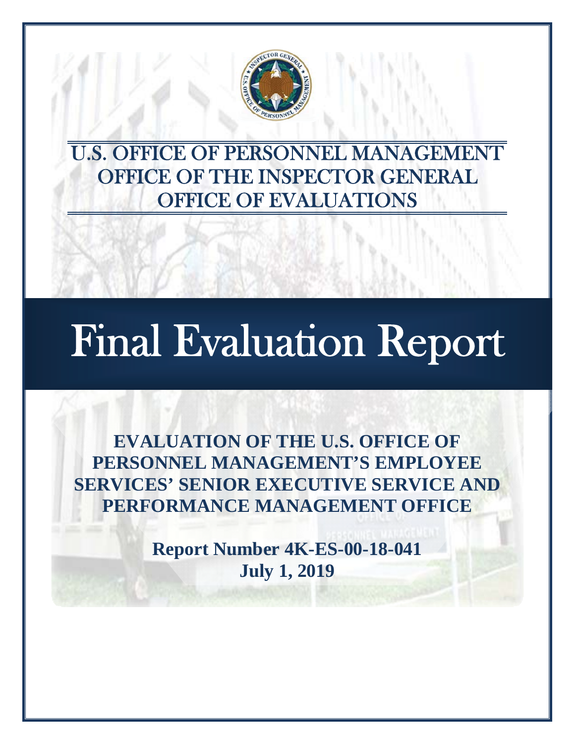# U.S. OFFICE OF PERSONNEL MANAGEMENT
# OFFICE OF THE INSPECTOR GENERAL
# OFFICE OF EVALUATIONS

# Final Evaluation Report

## EVALUATION OF THE U.S. OFFICE OF PERSONNEL MANAGEMENT'S EMPLOYEE SERVICES' SENIOR EXECUTIVE SERVICE AND PERFORMANCE MANAGEMENT OFFICE

**Report Number 4K-ES-00-18-041**
**July 1, 2019**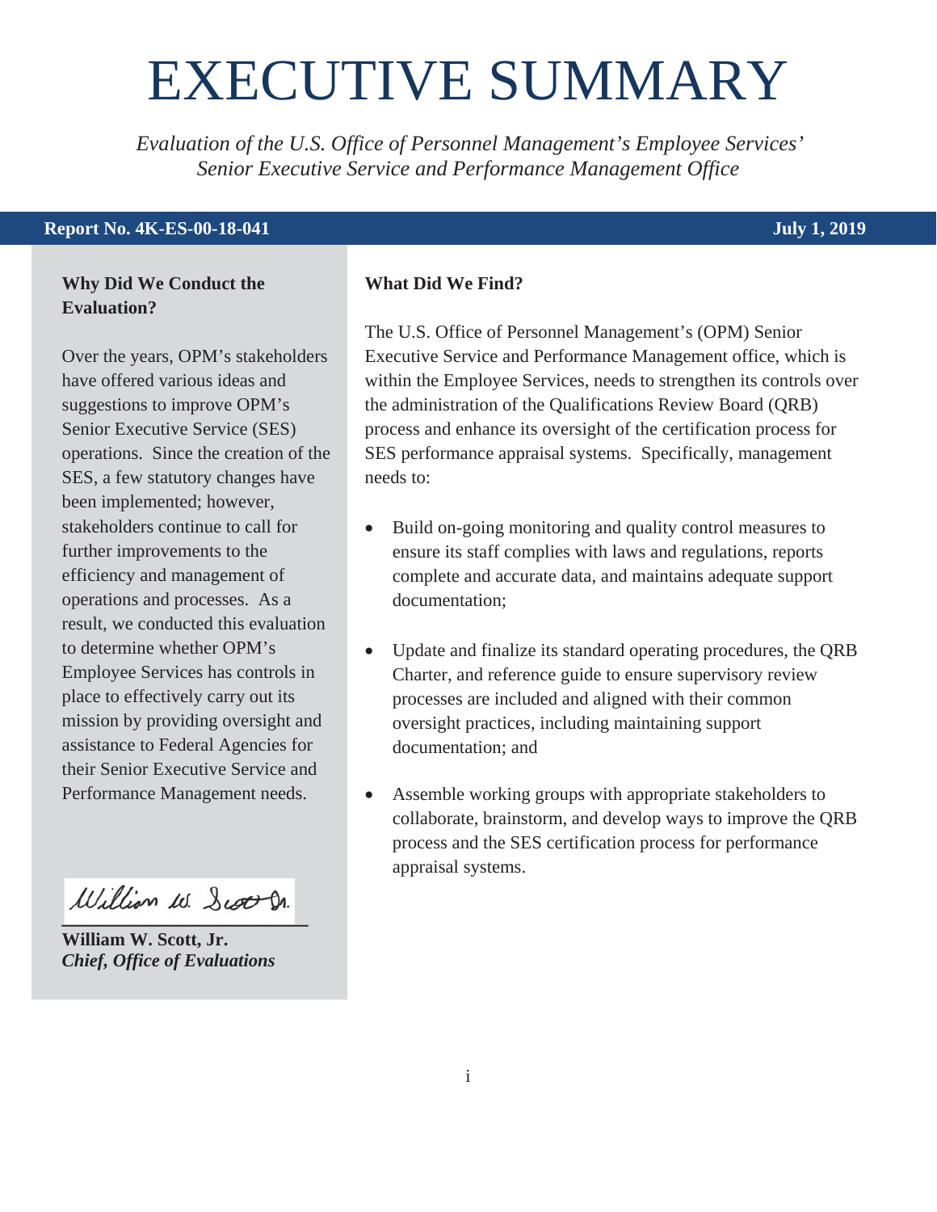# EXECUTIVE SUMMARY

*Evaluation of the U.S. Office of Personnel Management's Employee Services' Senior Executive Service and Performance Management Office*

**Report No. 4K-ES-00-18-041** **July 1, 2019**

### Why Did We Conduct the Evaluation?

Over the years, OPM's stakeholders have offered various ideas and suggestions to improve OPM's Senior Executive Service (SES) operations. Since the creation of the SES, a few statutory changes have been implemented; however, stakeholders continue to call for further improvements to the efficiency and management of operations and processes. As a result, we conducted this evaluation to determine whether OPM's Employee Services has controls in place to effectively carry out its mission by providing oversight and assistance to Federal Agencies for their Senior Executive Service and Performance Management needs.

**William W. Scott, Jr.**
***Chief, Office of Evaluations***

### What Did We Find?

The U.S. Office of Personnel Management's (OPM) Senior Executive Service and Performance Management office, which is within the Employee Services, needs to strengthen its controls over the administration of the Qualifications Review Board (QRB) process and enhance its oversight of the certification process for SES performance appraisal systems. Specifically, management needs to:

- Build on-going monitoring and quality control measures to ensure its staff complies with laws and regulations, reports complete and accurate data, and maintains adequate support documentation;
- Update and finalize its standard operating procedures, the QRB Charter, and reference guide to ensure supervisory review processes are included and aligned with their common oversight practices, including maintaining support documentation; and
- Assemble working groups with appropriate stakeholders to collaborate, brainstorm, and develop ways to improve the QRB process and the SES certification process for performance appraisal systems.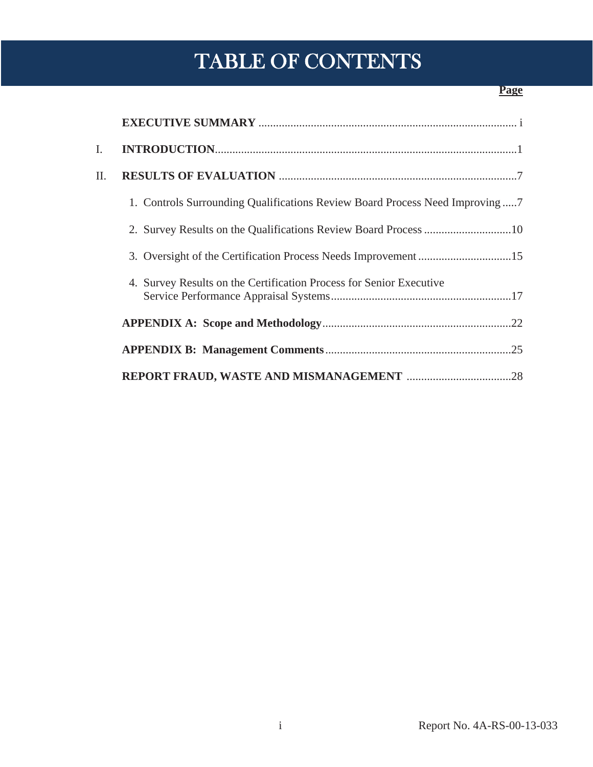# TABLE OF CONTENTS

| | | Page |
|---|---|---|
| | **EXECUTIVE SUMMARY** | i |
| I. | **INTRODUCTION** | 1 |
| II. | **RESULTS OF EVALUATION** | 7 |
| | 1. Controls Surrounding Qualifications Review Board Process Need Improving | 7 |
| | 2. Survey Results on the Qualifications Review Board Process | 10 |
| | 3. Oversight of the Certification Process Needs Improvement | 15 |
| | 4. Survey Results on the Certification Process for Senior Executive Service Performance Appraisal Systems | 17 |
| | **APPENDIX A: Scope and Methodology** | 22 |
| | **APPENDIX B: Management Comments** | 25 |
| | **REPORT FRAUD, WASTE AND MISMANAGEMENT** | 28 |

Report No. 4A-RS-00-13-033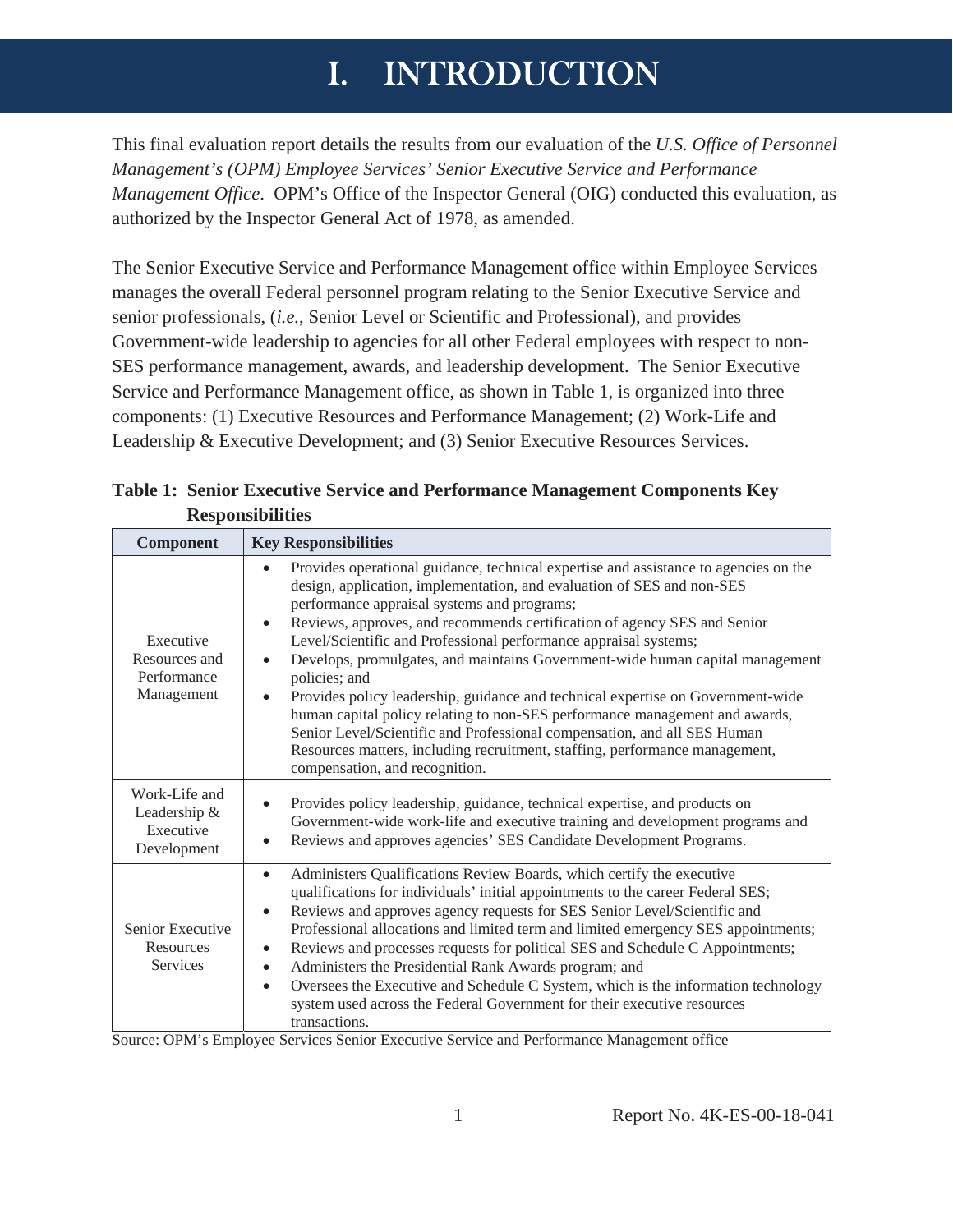# I. INTRODUCTION

This final evaluation report details the results from our evaluation of the *U.S. Office of Personnel Management's (OPM) Employee Services' Senior Executive Service and Performance Management Office*. OPM's Office of the Inspector General (OIG) conducted this evaluation, as authorized by the Inspector General Act of 1978, as amended.

The Senior Executive Service and Performance Management office within Employee Services manages the overall Federal personnel program relating to the Senior Executive Service and senior professionals, (*i.e.*, Senior Level or Scientific and Professional), and provides Government-wide leadership to agencies for all other Federal employees with respect to non-SES performance management, awards, and leadership development. The Senior Executive Service and Performance Management office, as shown in Table 1, is organized into three components: (1) Executive Resources and Performance Management; (2) Work-Life and Leadership & Executive Development; and (3) Senior Executive Resources Services.

**Table 1: Senior Executive Service and Performance Management Components Key Responsibilities**

| Component | Key Responsibilities |
|---|---|
| Executive Resources and Performance Management | • Provides operational guidance, technical expertise and assistance to agencies on the design, application, implementation, and evaluation of SES and non-SES performance appraisal systems and programs;<br>• Reviews, approves, and recommends certification of agency SES and Senior Level/Scientific and Professional performance appraisal systems;<br>• Develops, promulgates, and maintains Government-wide human capital management policies; and<br>• Provides policy leadership, guidance and technical expertise on Government-wide human capital policy relating to non-SES performance management and awards, Senior Level/Scientific and Professional compensation, and all SES Human Resources matters, including recruitment, staffing, performance management, compensation, and recognition. |
| Work-Life and Leadership & Executive Development | • Provides policy leadership, guidance, technical expertise, and products on Government-wide work-life and executive training and development programs and<br>• Reviews and approves agencies' SES Candidate Development Programs. |
| Senior Executive Resources Services | • Administers Qualifications Review Boards, which certify the executive qualifications for individuals' initial appointments to the career Federal SES;<br>• Reviews and approves agency requests for SES Senior Level/Scientific and Professional allocations and limited term and limited emergency SES appointments;<br>• Reviews and processes requests for political SES and Schedule C Appointments;<br>• Administers the Presidential Rank Awards program; and<br>• Oversees the Executive and Schedule C System, which is the information technology system used across the Federal Government for their executive resources transactions. |

Source: OPM's Employee Services Senior Executive Service and Performance Management office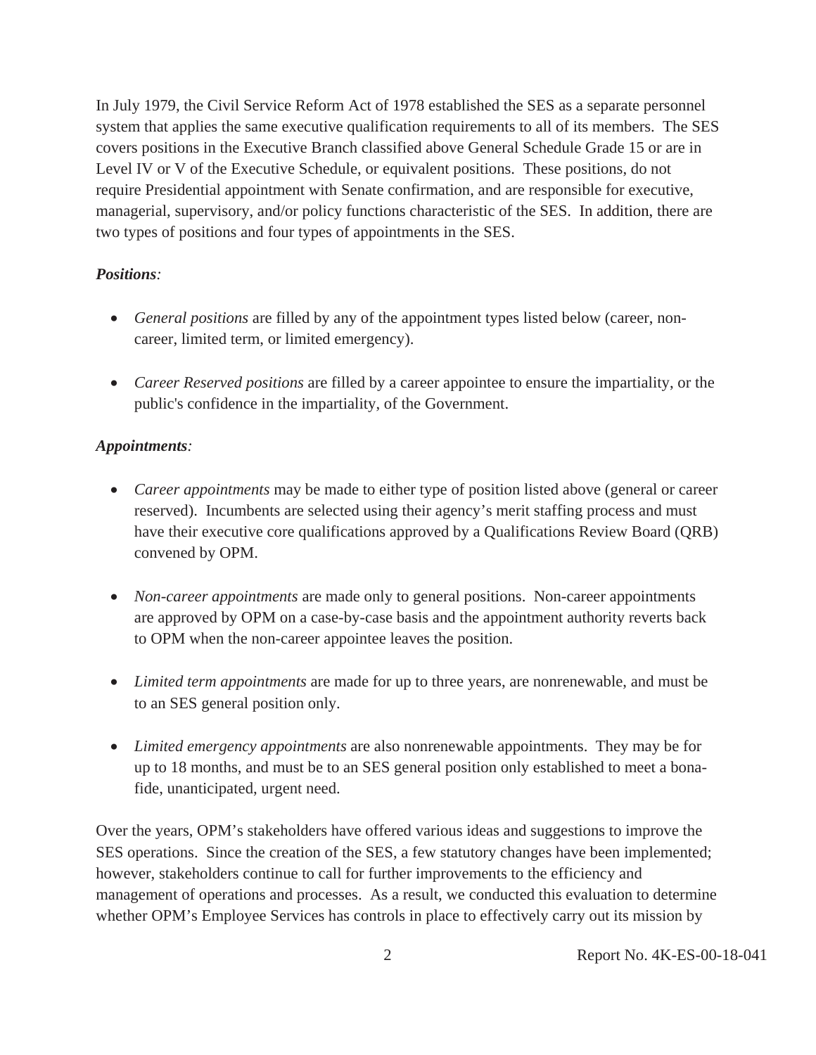In July 1979, the Civil Service Reform Act of 1978 established the SES as a separate personnel system that applies the same executive qualification requirements to all of its members. The SES covers positions in the Executive Branch classified above General Schedule Grade 15 or are in Level IV or V of the Executive Schedule, or equivalent positions. These positions, do not require Presidential appointment with Senate confirmation, and are responsible for executive, managerial, supervisory, and/or policy functions characteristic of the SES. In addition, there are two types of positions and four types of appointments in the SES.

***Positions**:*

- *General positions* are filled by any of the appointment types listed below (career, non-career, limited term, or limited emergency).

- *Career Reserved positions* are filled by a career appointee to ensure the impartiality, or the public's confidence in the impartiality, of the Government.

***Appointments**:*

- *Career appointments* may be made to either type of position listed above (general or career reserved). Incumbents are selected using their agency's merit staffing process and must have their executive core qualifications approved by a Qualifications Review Board (QRB) convened by OPM.

- *Non-career appointments* are made only to general positions. Non-career appointments are approved by OPM on a case-by-case basis and the appointment authority reverts back to OPM when the non-career appointee leaves the position.

- *Limited term appointments* are made for up to three years, are nonrenewable, and must be to an SES general position only.

- *Limited emergency appointments* are also nonrenewable appointments. They may be for up to 18 months, and must be to an SES general position only established to meet a bona-fide, unanticipated, urgent need.

Over the years, OPM's stakeholders have offered various ideas and suggestions to improve the SES operations. Since the creation of the SES, a few statutory changes have been implemented; however, stakeholders continue to call for further improvements to the efficiency and management of operations and processes. As a result, we conducted this evaluation to determine whether OPM's Employee Services has controls in place to effectively carry out its mission by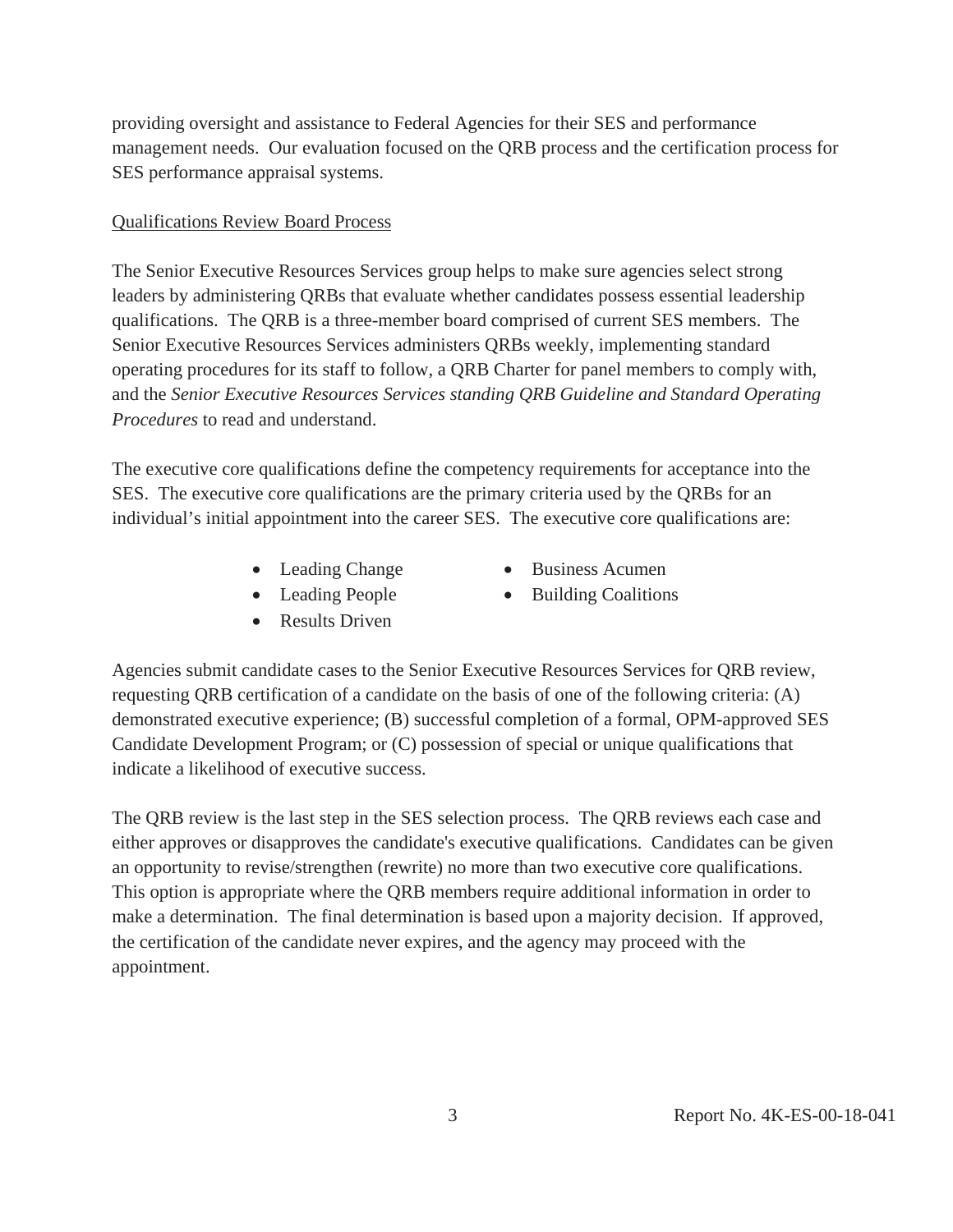providing oversight and assistance to Federal Agencies for their SES and performance management needs. Our evaluation focused on the QRB process and the certification process for SES performance appraisal systems.

Qualifications Review Board Process

The Senior Executive Resources Services group helps to make sure agencies select strong leaders by administering QRBs that evaluate whether candidates possess essential leadership qualifications. The QRB is a three-member board comprised of current SES members. The Senior Executive Resources Services administers QRBs weekly, implementing standard operating procedures for its staff to follow, a QRB Charter for panel members to comply with, and the *Senior Executive Resources Services standing QRB Guideline and Standard Operating Procedures* to read and understand.

The executive core qualifications define the competency requirements for acceptance into the SES. The executive core qualifications are the primary criteria used by the QRBs for an individual's initial appointment into the career SES. The executive core qualifications are:

- Leading Change
- Leading People
- Results Driven
- Business Acumen
- Building Coalitions

Agencies submit candidate cases to the Senior Executive Resources Services for QRB review, requesting QRB certification of a candidate on the basis of one of the following criteria: (A) demonstrated executive experience; (B) successful completion of a formal, OPM-approved SES Candidate Development Program; or (C) possession of special or unique qualifications that indicate a likelihood of executive success.

The QRB review is the last step in the SES selection process. The QRB reviews each case and either approves or disapproves the candidate's executive qualifications. Candidates can be given an opportunity to revise/strengthen (rewrite) no more than two executive core qualifications. This option is appropriate where the QRB members require additional information in order to make a determination. The final determination is based upon a majority decision. If approved, the certification of the candidate never expires, and the agency may proceed with the appointment.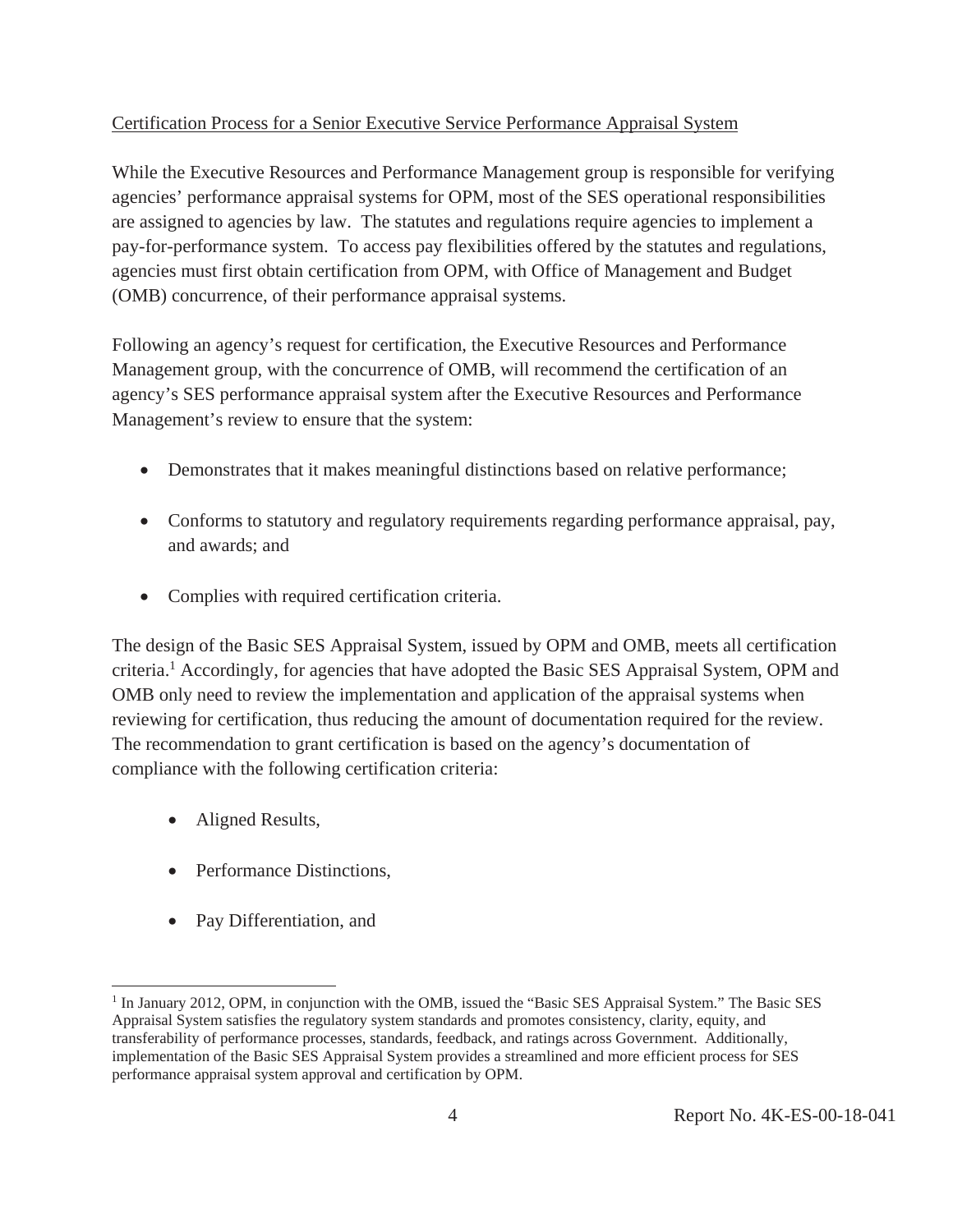Certification Process for a Senior Executive Service Performance Appraisal System

While the Executive Resources and Performance Management group is responsible for verifying agencies' performance appraisal systems for OPM, most of the SES operational responsibilities are assigned to agencies by law. The statutes and regulations require agencies to implement a pay-for-performance system. To access pay flexibilities offered by the statutes and regulations, agencies must first obtain certification from OPM, with Office of Management and Budget (OMB) concurrence, of their performance appraisal systems.

Following an agency's request for certification, the Executive Resources and Performance Management group, with the concurrence of OMB, will recommend the certification of an agency's SES performance appraisal system after the Executive Resources and Performance Management's review to ensure that the system:

- Demonstrates that it makes meaningful distinctions based on relative performance;
- Conforms to statutory and regulatory requirements regarding performance appraisal, pay, and awards; and
- Complies with required certification criteria.

The design of the Basic SES Appraisal System, issued by OPM and OMB, meets all certification criteria.[1] Accordingly, for agencies that have adopted the Basic SES Appraisal System, OPM and OMB only need to review the implementation and application of the appraisal systems when reviewing for certification, thus reducing the amount of documentation required for the review. The recommendation to grant certification is based on the agency's documentation of compliance with the following certification criteria:

- Aligned Results,
- Performance Distinctions,
- Pay Differentiation, and

---

[1] In January 2012, OPM, in conjunction with the OMB, issued the "Basic SES Appraisal System." The Basic SES Appraisal System satisfies the regulatory system standards and promotes consistency, clarity, equity, and transferability of performance processes, standards, feedback, and ratings across Government. Additionally, implementation of the Basic SES Appraisal System provides a streamlined and more efficient process for SES performance appraisal system approval and certification by OPM.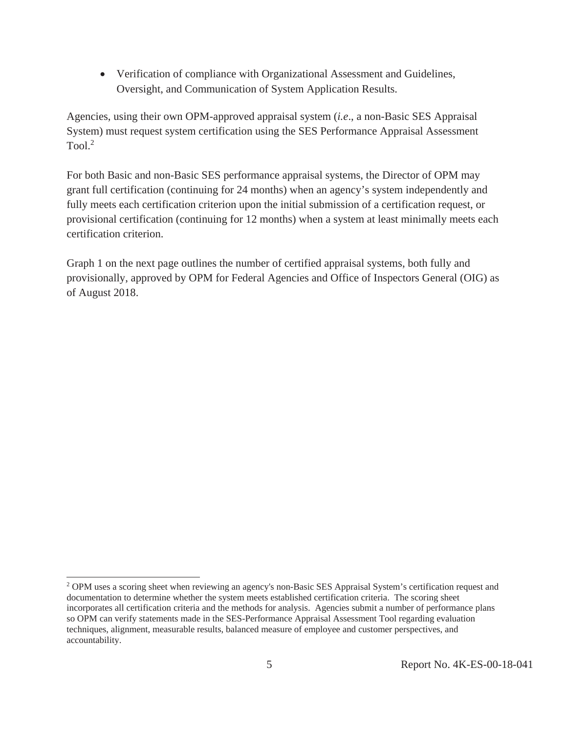- Verification of compliance with Organizational Assessment and Guidelines, Oversight, and Communication of System Application Results.

Agencies, using their own OPM-approved appraisal system (*i.e*., a non-Basic SES Appraisal System) must request system certification using the SES Performance Appraisal Assessment Tool.[2]

For both Basic and non-Basic SES performance appraisal systems, the Director of OPM may grant full certification (continuing for 24 months) when an agency's system independently and fully meets each certification criterion upon the initial submission of a certification request, or provisional certification (continuing for 12 months) when a system at least minimally meets each certification criterion.

Graph 1 on the next page outlines the number of certified appraisal systems, both fully and provisionally, approved by OPM for Federal Agencies and Office of Inspectors General (OIG) as of August 2018.

---

[2] OPM uses a scoring sheet when reviewing an agency's non-Basic SES Appraisal System's certification request and documentation to determine whether the system meets established certification criteria. The scoring sheet incorporates all certification criteria and the methods for analysis. Agencies submit a number of performance plans so OPM can verify statements made in the SES-Performance Appraisal Assessment Tool regarding evaluation techniques, alignment, measurable results, balanced measure of employee and customer perspectives, and accountability.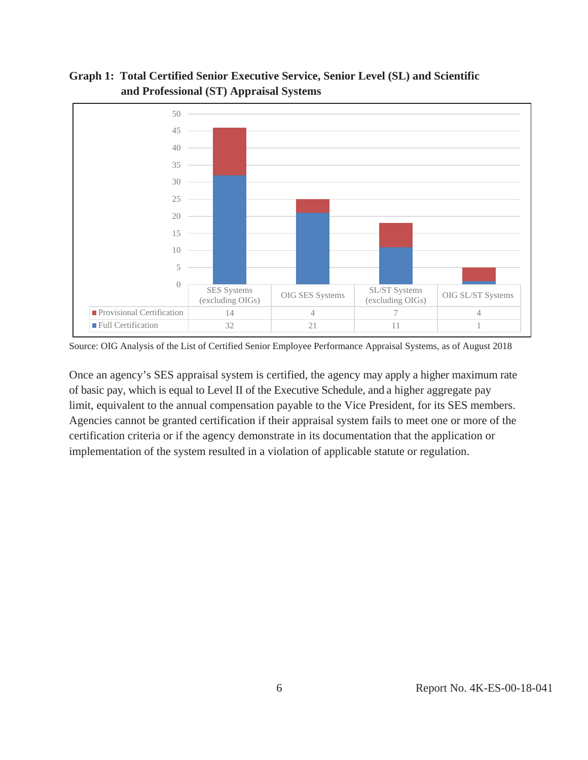**Graph 1: Total Certified Senior Executive Service, Senior Level (SL) and Scientific and Professional (ST) Appraisal Systems**

| | SES Systems (excluding OIGs) | OIG SES Systems | SL/ST Systems (excluding OIGs) | OIG SL/ST Systems |
|---|---|---|---|---|
| Provisional Certification | 14 | 4 | 7 | 4 |
| Full Certification | 32 | 21 | 11 | 1 |

Source: OIG Analysis of the List of Certified Senior Employee Performance Appraisal Systems, as of August 2018

Once an agency's SES appraisal system is certified, the agency may apply a higher maximum rate of basic pay, which is equal to Level II of the Executive Schedule, and a higher aggregate pay limit, equivalent to the annual compensation payable to the Vice President, for its SES members. Agencies cannot be granted certification if their appraisal system fails to meet one or more of the certification criteria or if the agency demonstrate in its documentation that the application or implementation of the system resulted in a violation of applicable statute or regulation.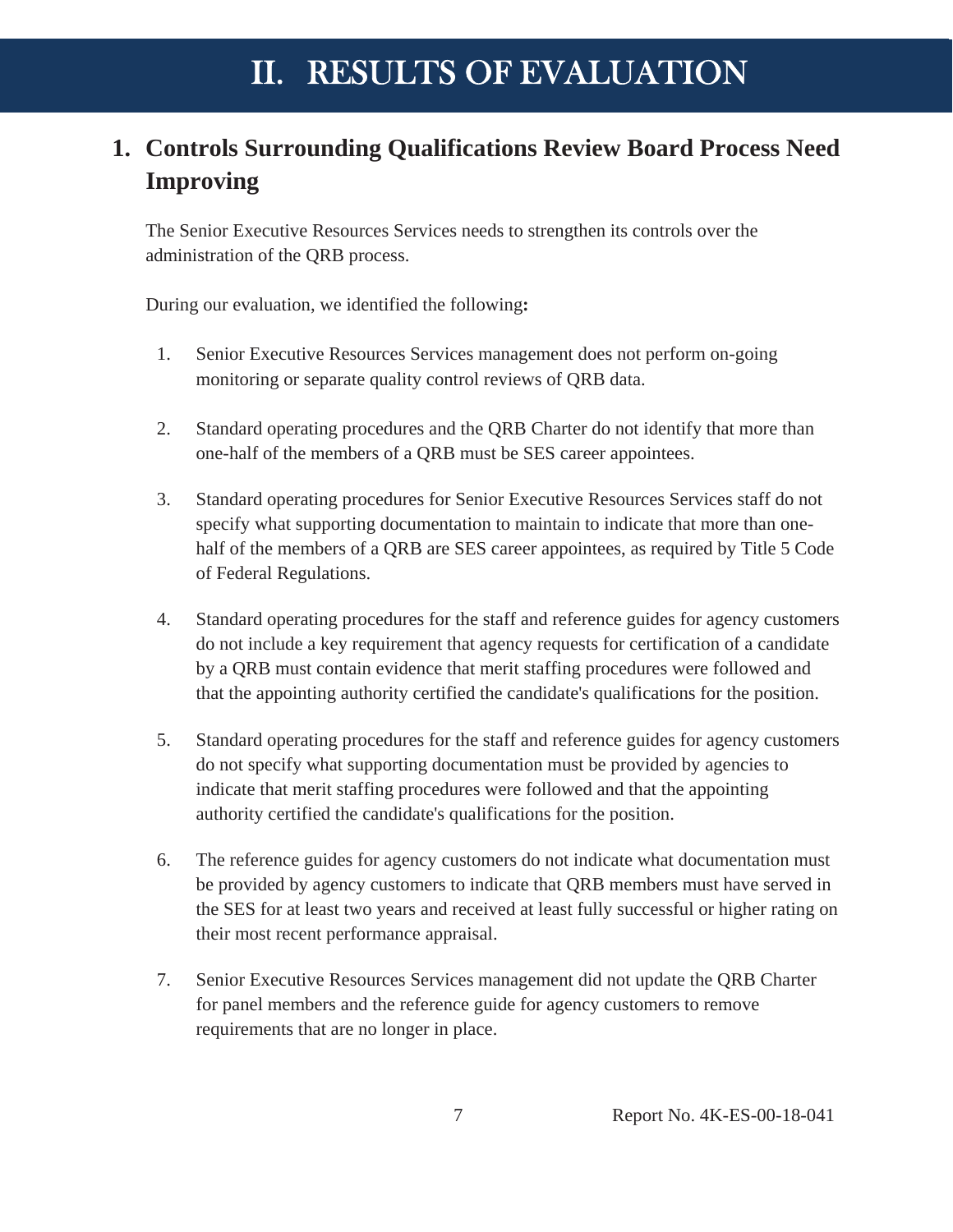# II. RESULTS OF EVALUATION

## 1. Controls Surrounding Qualifications Review Board Process Need Improving

The Senior Executive Resources Services needs to strengthen its controls over the administration of the QRB process.

During our evaluation, we identified the following**:**

1. Senior Executive Resources Services management does not perform on-going monitoring or separate quality control reviews of QRB data.

2. Standard operating procedures and the QRB Charter do not identify that more than one-half of the members of a QRB must be SES career appointees.

3. Standard operating procedures for Senior Executive Resources Services staff do not specify what supporting documentation to maintain to indicate that more than one-half of the members of a QRB are SES career appointees, as required by Title 5 Code of Federal Regulations.

4. Standard operating procedures for the staff and reference guides for agency customers do not include a key requirement that agency requests for certification of a candidate by a QRB must contain evidence that merit staffing procedures were followed and that the appointing authority certified the candidate's qualifications for the position.

5. Standard operating procedures for the staff and reference guides for agency customers do not specify what supporting documentation must be provided by agencies to indicate that merit staffing procedures were followed and that the appointing authority certified the candidate's qualifications for the position.

6. The reference guides for agency customers do not indicate what documentation must be provided by agency customers to indicate that QRB members must have served in the SES for at least two years and received at least fully successful or higher rating on their most recent performance appraisal.

7. Senior Executive Resources Services management did not update the QRB Charter for panel members and the reference guide for agency customers to remove requirements that are no longer in place.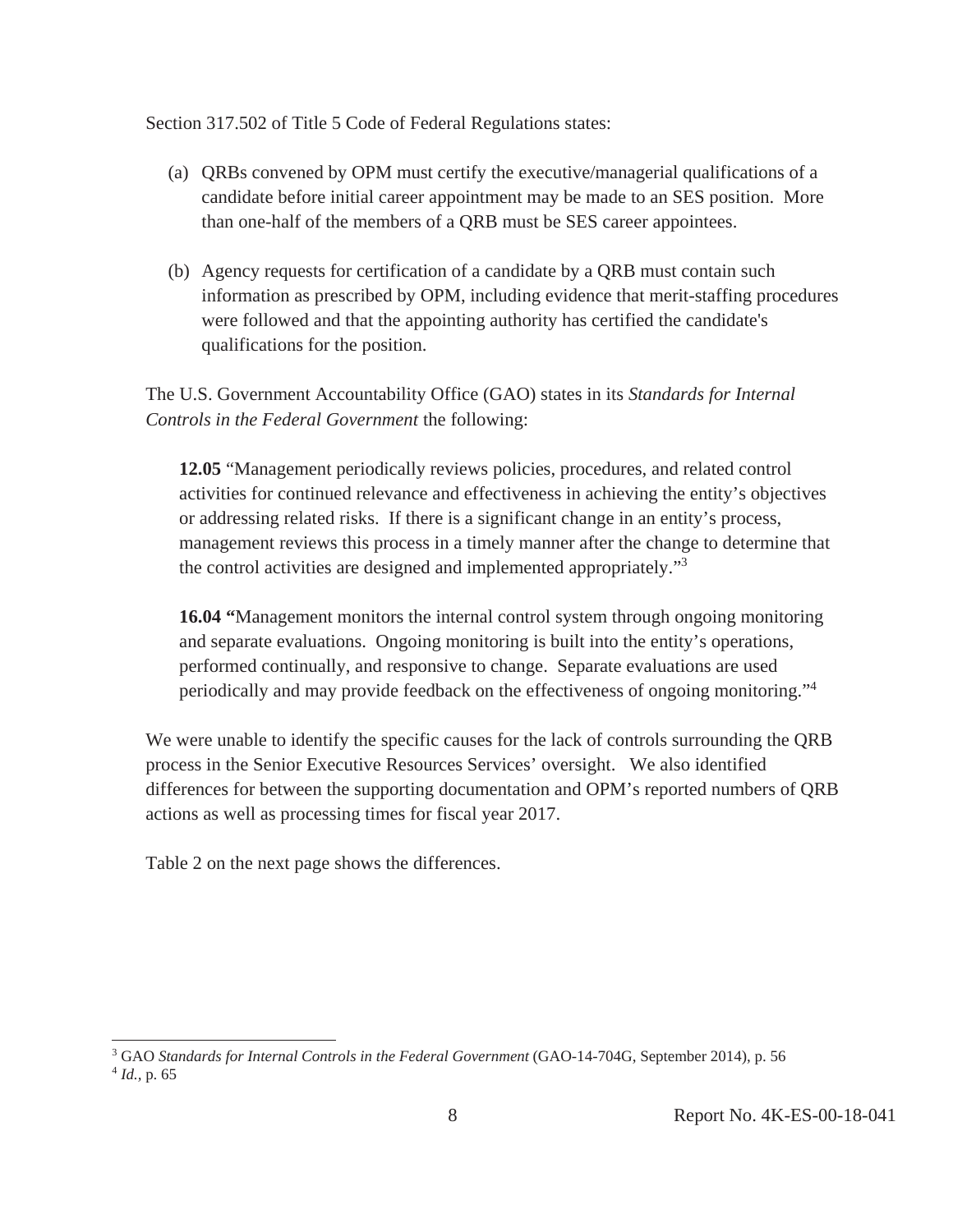Section 317.502 of Title 5 Code of Federal Regulations states:

(a) QRBs convened by OPM must certify the executive/managerial qualifications of a candidate before initial career appointment may be made to an SES position. More than one-half of the members of a QRB must be SES career appointees.

(b) Agency requests for certification of a candidate by a QRB must contain such information as prescribed by OPM, including evidence that merit-staffing procedures were followed and that the appointing authority has certified the candidate's qualifications for the position.

The U.S. Government Accountability Office (GAO) states in its *Standards for Internal Controls in the Federal Government* the following:

> **12.05** "Management periodically reviews policies, procedures, and related control activities for continued relevance and effectiveness in achieving the entity's objectives or addressing related risks. If there is a significant change in an entity's process, management reviews this process in a timely manner after the change to determine that the control activities are designed and implemented appropriately."[3]
>
> **16.04 "**Management monitors the internal control system through ongoing monitoring and separate evaluations. Ongoing monitoring is built into the entity's operations, performed continually, and responsive to change. Separate evaluations are used periodically and may provide feedback on the effectiveness of ongoing monitoring."[4]

We were unable to identify the specific causes for the lack of controls surrounding the QRB process in the Senior Executive Resources Services' oversight. We also identified differences for between the supporting documentation and OPM's reported numbers of QRB actions as well as processing times for fiscal year 2017.

Table 2 on the next page shows the differences.

---

[3] GAO *Standards for Internal Controls in the Federal Government* (GAO-14-704G, September 2014), p. 56

[4] *Id.*, p. 65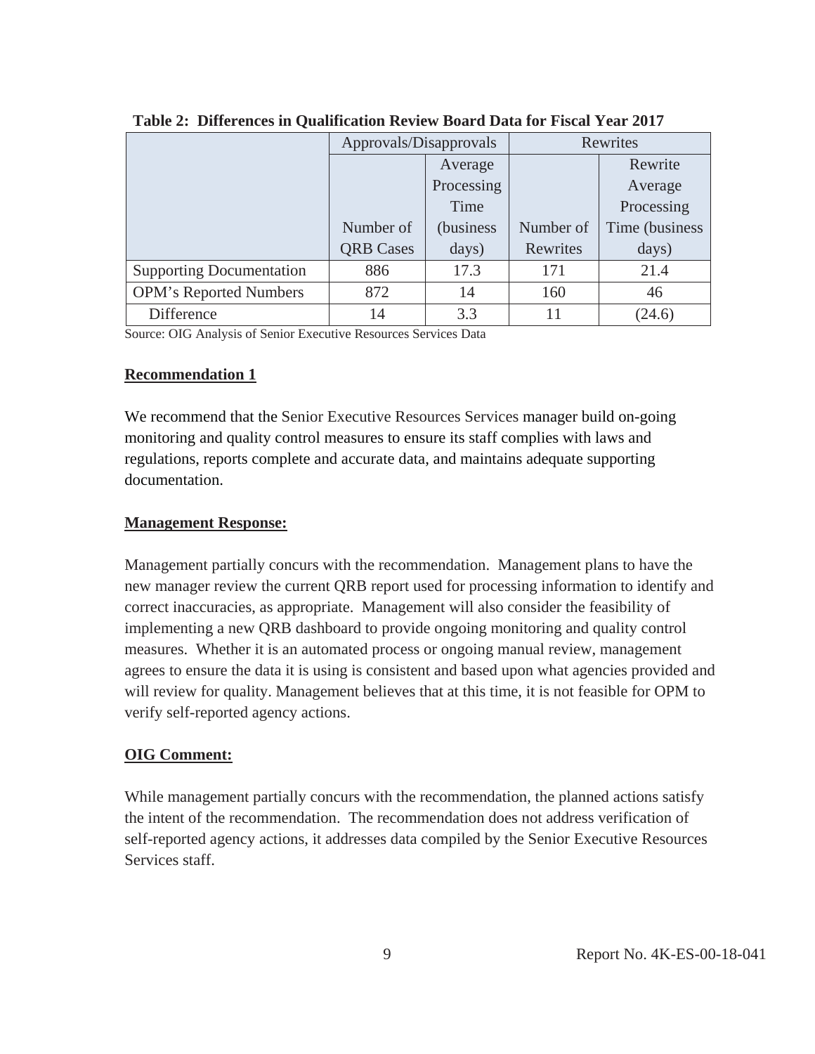**Table 2: Differences in Qualification Review Board Data for Fiscal Year 2017**

| | Approvals/Disapprovals | | Rewrites | |
|---|---|---|---|---|
| | Number of QRB Cases | Average Processing Time (business days) | Number of Rewrites | Rewrite Average Processing Time (business days) |
| Supporting Documentation | 886 | 17.3 | 171 | 21.4 |
| OPM's Reported Numbers | 872 | 14 | 160 | 46 |
| Difference | 14 | 3.3 | 11 | (24.6) |

Source: OIG Analysis of Senior Executive Resources Services Data

**Recommendation 1**

We recommend that the Senior Executive Resources Services manager build on-going monitoring and quality control measures to ensure its staff complies with laws and regulations, reports complete and accurate data, and maintains adequate supporting documentation.

**Management Response:**

Management partially concurs with the recommendation. Management plans to have the new manager review the current QRB report used for processing information to identify and correct inaccuracies, as appropriate. Management will also consider the feasibility of implementing a new QRB dashboard to provide ongoing monitoring and quality control measures. Whether it is an automated process or ongoing manual review, management agrees to ensure the data it is using is consistent and based upon what agencies provided and will review for quality. Management believes that at this time, it is not feasible for OPM to verify self-reported agency actions.

**OIG Comment:**

While management partially concurs with the recommendation, the planned actions satisfy the intent of the recommendation. The recommendation does not address verification of self-reported agency actions, it addresses data compiled by the Senior Executive Resources Services staff.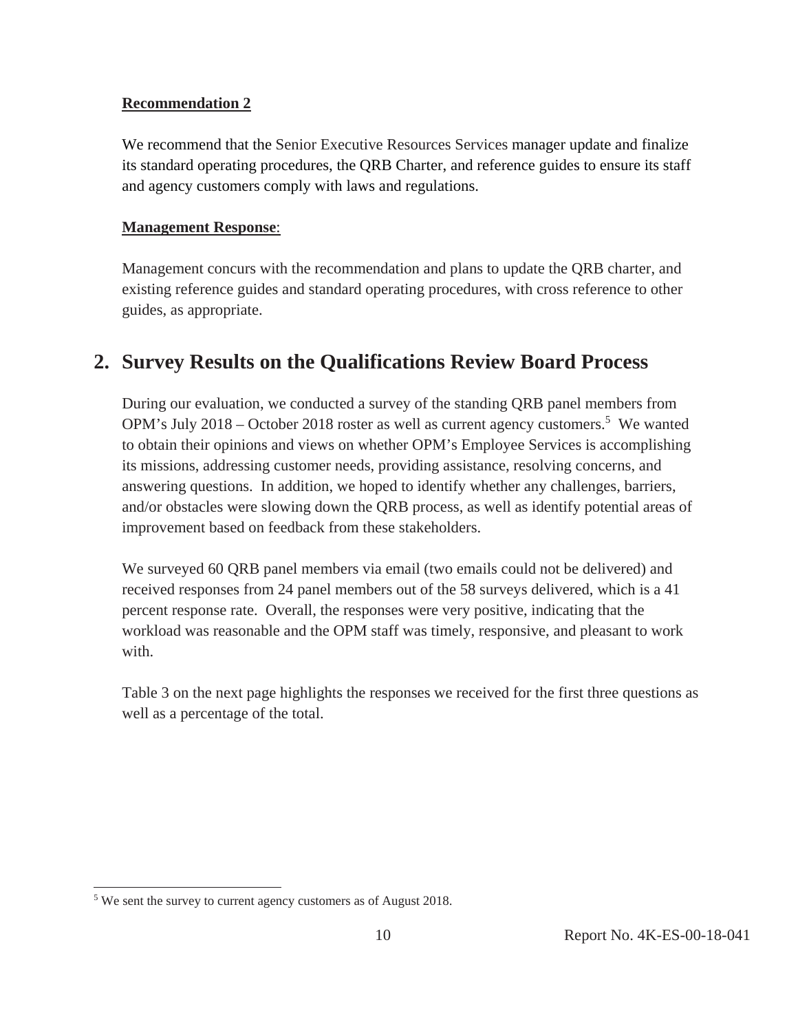**Recommendation 2**

We recommend that the Senior Executive Resources Services manager update and finalize its standard operating procedures, the QRB Charter, and reference guides to ensure its staff and agency customers comply with laws and regulations.

**Management Response**:

Management concurs with the recommendation and plans to update the QRB charter, and existing reference guides and standard operating procedures, with cross reference to other guides, as appropriate.

## 2. Survey Results on the Qualifications Review Board Process

During our evaluation, we conducted a survey of the standing QRB panel members from OPM's July 2018 – October 2018 roster as well as current agency customers.[5] We wanted to obtain their opinions and views on whether OPM's Employee Services is accomplishing its missions, addressing customer needs, providing assistance, resolving concerns, and answering questions. In addition, we hoped to identify whether any challenges, barriers, and/or obstacles were slowing down the QRB process, as well as identify potential areas of improvement based on feedback from these stakeholders.

We surveyed 60 QRB panel members via email (two emails could not be delivered) and received responses from 24 panel members out of the 58 surveys delivered, which is a 41 percent response rate. Overall, the responses were very positive, indicating that the workload was reasonable and the OPM staff was timely, responsive, and pleasant to work with.

Table 3 on the next page highlights the responses we received for the first three questions as well as a percentage of the total.

[5] We sent the survey to current agency customers as of August 2018.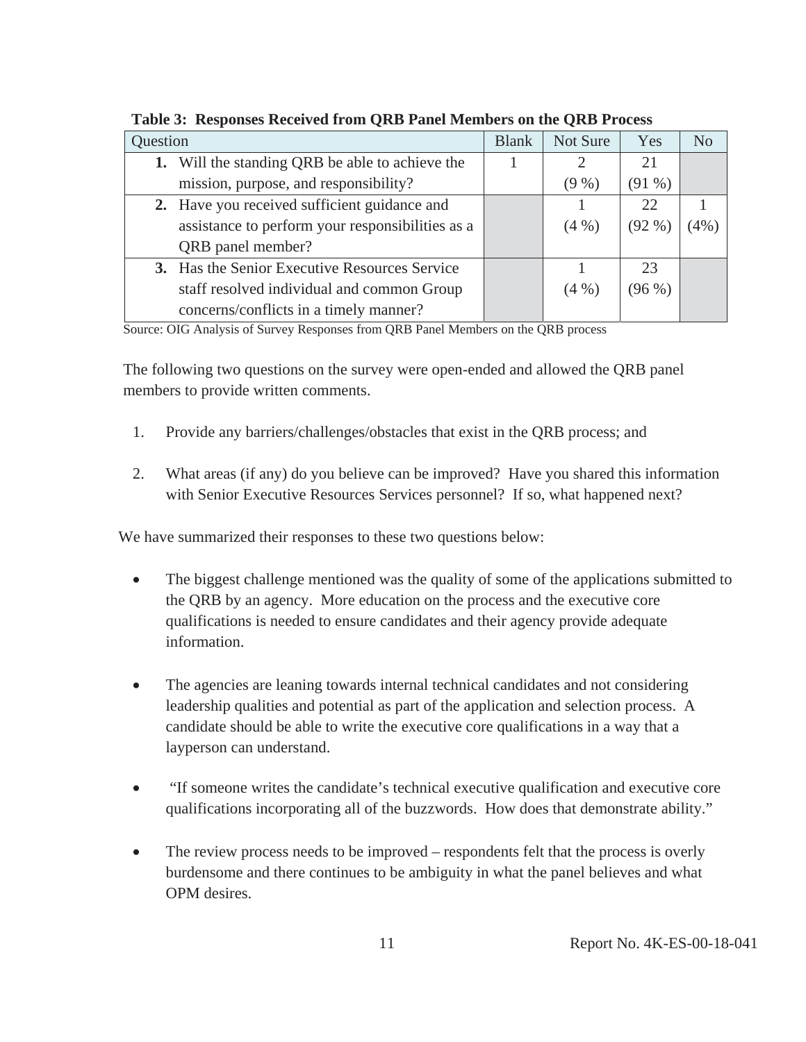**Table 3: Responses Received from QRB Panel Members on the QRB Process**

| Question | Blank | Not Sure | Yes | No |
|---|---|---|---|---|
| **1.** Will the standing QRB be able to achieve the mission, purpose, and responsibility? | 1 | 2 (9 %) | 21 (91 %) | |
| **2.** Have you received sufficient guidance and assistance to perform your responsibilities as a QRB panel member? | | 1 (4 %) | 22 (92 %) | 1 (4%) |
| **3.** Has the Senior Executive Resources Service staff resolved individual and common Group concerns/conflicts in a timely manner? | | 1 (4 %) | 23 (96 %) | |

Source: OIG Analysis of Survey Responses from QRB Panel Members on the QRB process

The following two questions on the survey were open-ended and allowed the QRB panel members to provide written comments.

1. Provide any barriers/challenges/obstacles that exist in the QRB process; and

2. What areas (if any) do you believe can be improved? Have you shared this information with Senior Executive Resources Services personnel? If so, what happened next?

We have summarized their responses to these two questions below:

- The biggest challenge mentioned was the quality of some of the applications submitted to the QRB by an agency. More education on the process and the executive core qualifications is needed to ensure candidates and their agency provide adequate information.

- The agencies are leaning towards internal technical candidates and not considering leadership qualities and potential as part of the application and selection process. A candidate should be able to write the executive core qualifications in a way that a layperson can understand.

- "If someone writes the candidate's technical executive qualification and executive core qualifications incorporating all of the buzzwords. How does that demonstrate ability."

- The review process needs to be improved – respondents felt that the process is overly burdensome and there continues to be ambiguity in what the panel believes and what OPM desires.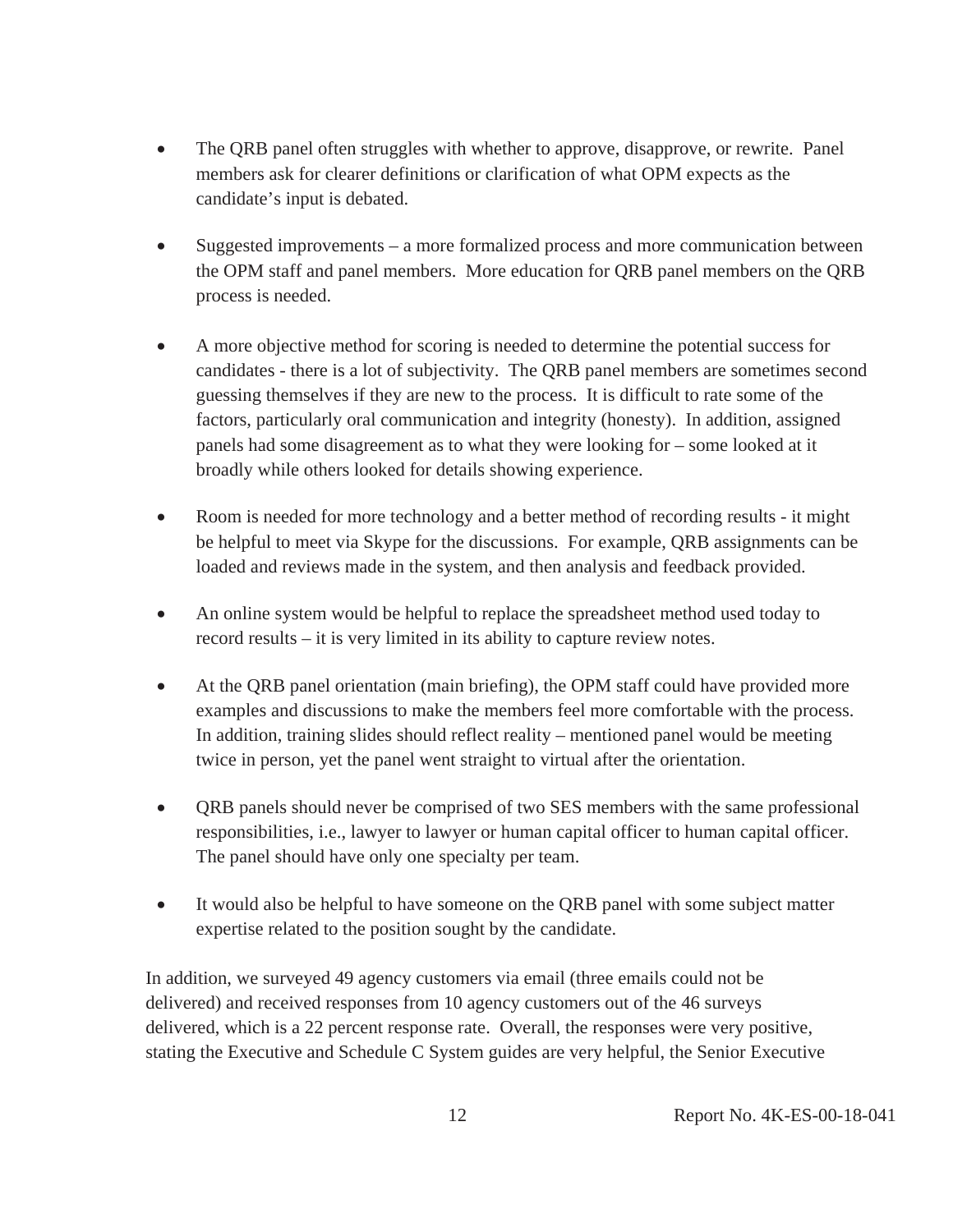- The QRB panel often struggles with whether to approve, disapprove, or rewrite. Panel members ask for clearer definitions or clarification of what OPM expects as the candidate's input is debated.

- Suggested improvements – a more formalized process and more communication between the OPM staff and panel members. More education for QRB panel members on the QRB process is needed.

- A more objective method for scoring is needed to determine the potential success for candidates - there is a lot of subjectivity. The QRB panel members are sometimes second guessing themselves if they are new to the process. It is difficult to rate some of the factors, particularly oral communication and integrity (honesty). In addition, assigned panels had some disagreement as to what they were looking for – some looked at it broadly while others looked for details showing experience.

- Room is needed for more technology and a better method of recording results - it might be helpful to meet via Skype for the discussions. For example, QRB assignments can be loaded and reviews made in the system, and then analysis and feedback provided.

- An online system would be helpful to replace the spreadsheet method used today to record results – it is very limited in its ability to capture review notes.

- At the QRB panel orientation (main briefing), the OPM staff could have provided more examples and discussions to make the members feel more comfortable with the process. In addition, training slides should reflect reality – mentioned panel would be meeting twice in person, yet the panel went straight to virtual after the orientation.

- QRB panels should never be comprised of two SES members with the same professional responsibilities, i.e., lawyer to lawyer or human capital officer to human capital officer. The panel should have only one specialty per team.

- It would also be helpful to have someone on the QRB panel with some subject matter expertise related to the position sought by the candidate.

In addition, we surveyed 49 agency customers via email (three emails could not be delivered) and received responses from 10 agency customers out of the 46 surveys delivered, which is a 22 percent response rate. Overall, the responses were very positive, stating the Executive and Schedule C System guides are very helpful, the Senior Executive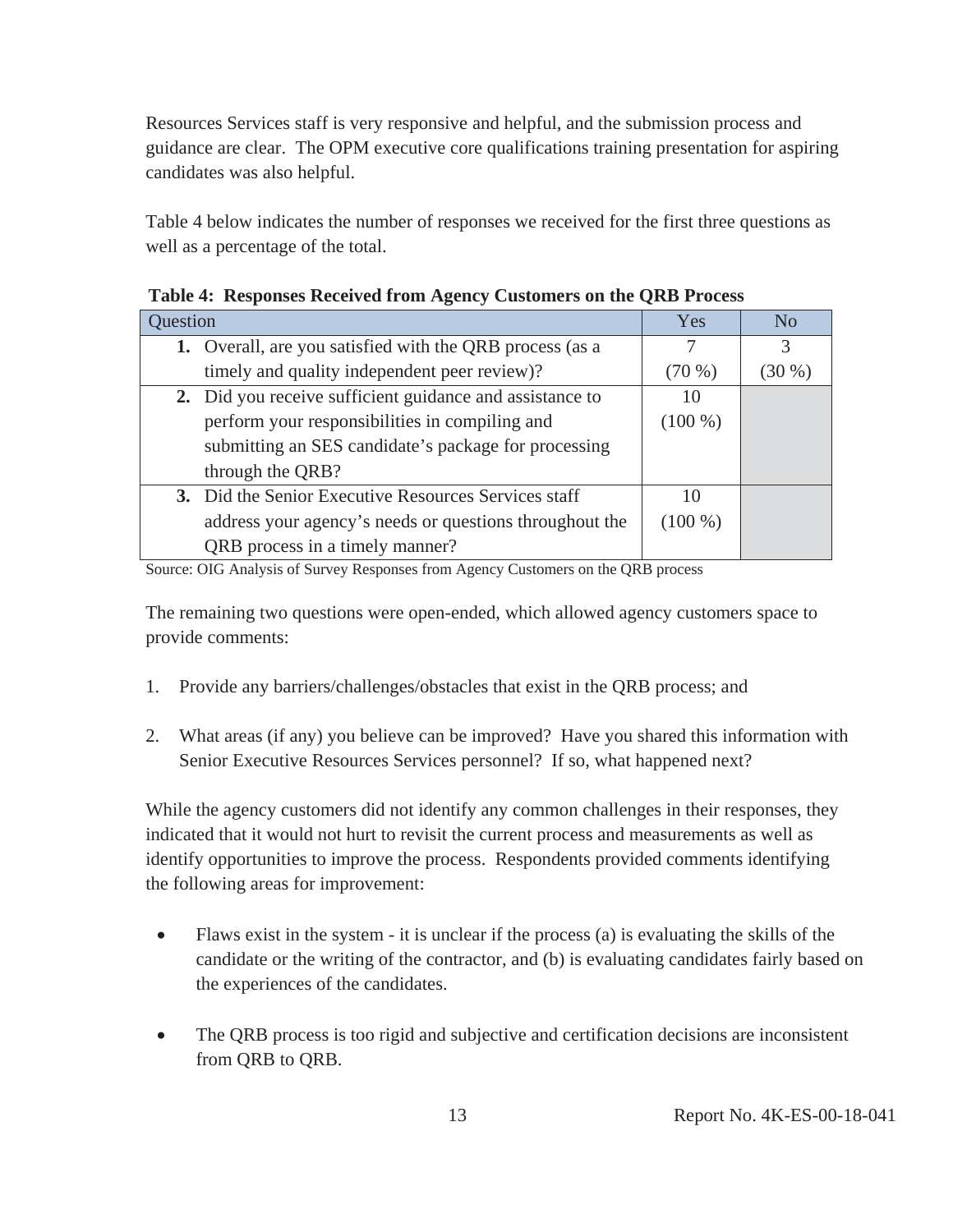Resources Services staff is very responsive and helpful, and the submission process and guidance are clear. The OPM executive core qualifications training presentation for aspiring candidates was also helpful.

Table 4 below indicates the number of responses we received for the first three questions as well as a percentage of the total.

**Table 4: Responses Received from Agency Customers on the QRB Process**

| Question | Yes | No |
|---|---|---|
| **1.** Overall, are you satisfied with the QRB process (as a timely and quality independent peer review)? | 7 (70 %) | 3 (30 %) |
| **2.** Did you receive sufficient guidance and assistance to perform your responsibilities in compiling and submitting an SES candidate's package for processing through the QRB? | 10 (100 %) | |
| **3.** Did the Senior Executive Resources Services staff address your agency's needs or questions throughout the QRB process in a timely manner? | 10 (100 %) | |

Source: OIG Analysis of Survey Responses from Agency Customers on the QRB process

The remaining two questions were open-ended, which allowed agency customers space to provide comments:

1. Provide any barriers/challenges/obstacles that exist in the QRB process; and

2. What areas (if any) you believe can be improved? Have you shared this information with Senior Executive Resources Services personnel? If so, what happened next?

While the agency customers did not identify any common challenges in their responses, they indicated that it would not hurt to revisit the current process and measurements as well as identify opportunities to improve the process. Respondents provided comments identifying the following areas for improvement:

- Flaws exist in the system - it is unclear if the process (a) is evaluating the skills of the candidate or the writing of the contractor, and (b) is evaluating candidates fairly based on the experiences of the candidates.

- The QRB process is too rigid and subjective and certification decisions are inconsistent from QRB to QRB.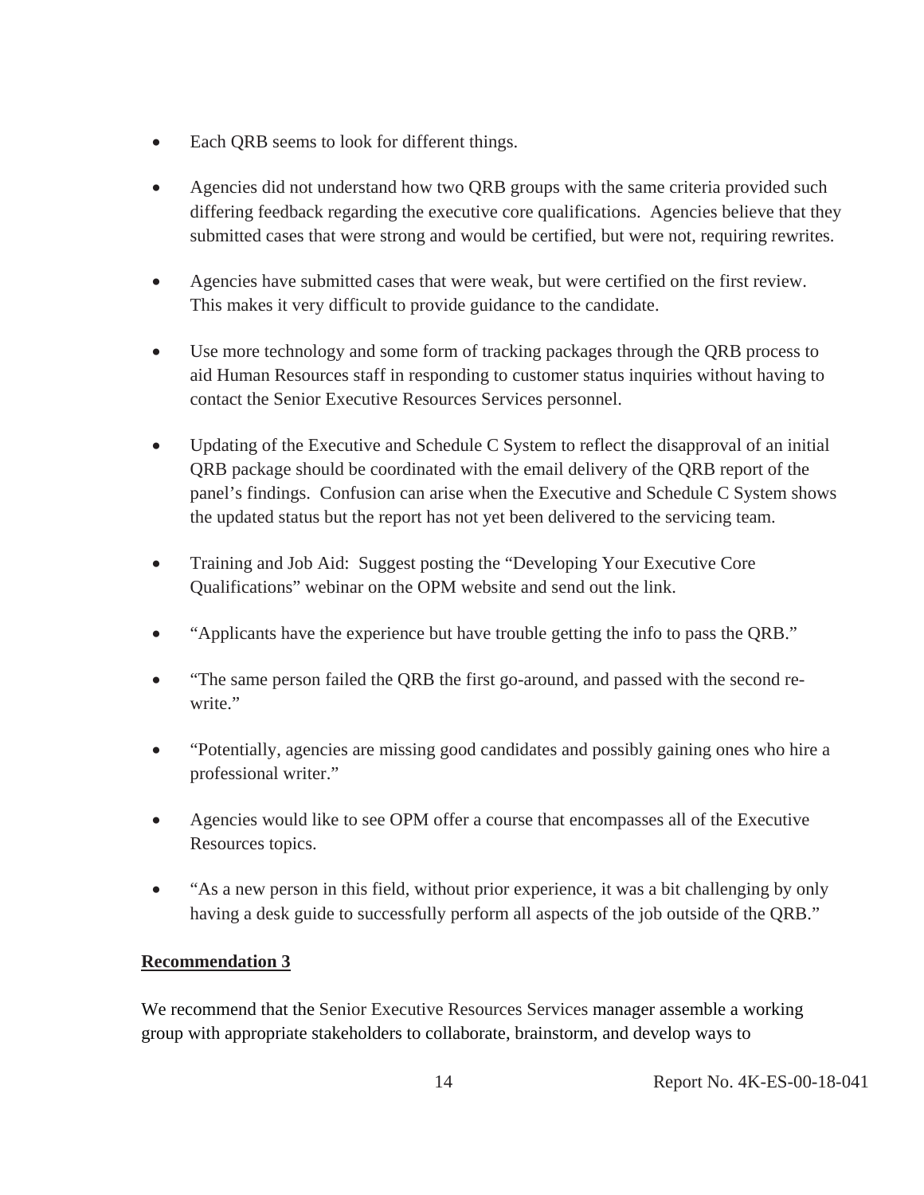- Each QRB seems to look for different things.
- Agencies did not understand how two QRB groups with the same criteria provided such differing feedback regarding the executive core qualifications. Agencies believe that they submitted cases that were strong and would be certified, but were not, requiring rewrites.
- Agencies have submitted cases that were weak, but were certified on the first review. This makes it very difficult to provide guidance to the candidate.
- Use more technology and some form of tracking packages through the QRB process to aid Human Resources staff in responding to customer status inquiries without having to contact the Senior Executive Resources Services personnel.
- Updating of the Executive and Schedule C System to reflect the disapproval of an initial QRB package should be coordinated with the email delivery of the QRB report of the panel's findings. Confusion can arise when the Executive and Schedule C System shows the updated status but the report has not yet been delivered to the servicing team.
- Training and Job Aid: Suggest posting the "Developing Your Executive Core Qualifications" webinar on the OPM website and send out the link.
- "Applicants have the experience but have trouble getting the info to pass the QRB."
- "The same person failed the QRB the first go-around, and passed with the second re-write."
- "Potentially, agencies are missing good candidates and possibly gaining ones who hire a professional writer."
- Agencies would like to see OPM offer a course that encompasses all of the Executive Resources topics.
- "As a new person in this field, without prior experience, it was a bit challenging by only having a desk guide to successfully perform all aspects of the job outside of the QRB."

**Recommendation 3**

We recommend that the Senior Executive Resources Services manager assemble a working group with appropriate stakeholders to collaborate, brainstorm, and develop ways to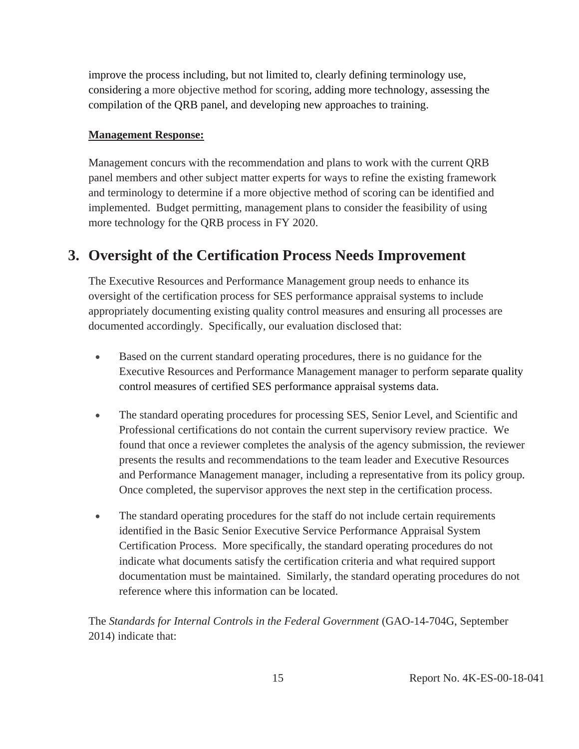improve the process including, but not limited to, clearly defining terminology use, considering a more objective method for scoring, adding more technology, assessing the compilation of the QRB panel, and developing new approaches to training.

**Management Response:**

Management concurs with the recommendation and plans to work with the current QRB panel members and other subject matter experts for ways to refine the existing framework and terminology to determine if a more objective method of scoring can be identified and implemented. Budget permitting, management plans to consider the feasibility of using more technology for the QRB process in FY 2020.

## 3. Oversight of the Certification Process Needs Improvement

The Executive Resources and Performance Management group needs to enhance its oversight of the certification process for SES performance appraisal systems to include appropriately documenting existing quality control measures and ensuring all processes are documented accordingly. Specifically, our evaluation disclosed that:

- Based on the current standard operating procedures, there is no guidance for the Executive Resources and Performance Management manager to perform separate quality control measures of certified SES performance appraisal systems data.

- The standard operating procedures for processing SES, Senior Level, and Scientific and Professional certifications do not contain the current supervisory review practice. We found that once a reviewer completes the analysis of the agency submission, the reviewer presents the results and recommendations to the team leader and Executive Resources and Performance Management manager, including a representative from its policy group. Once completed, the supervisor approves the next step in the certification process.

- The standard operating procedures for the staff do not include certain requirements identified in the Basic Senior Executive Service Performance Appraisal System Certification Process. More specifically, the standard operating procedures do not indicate what documents satisfy the certification criteria and what required support documentation must be maintained. Similarly, the standard operating procedures do not reference where this information can be located.

The *Standards for Internal Controls in the Federal Government* (GAO-14-704G, September 2014) indicate that: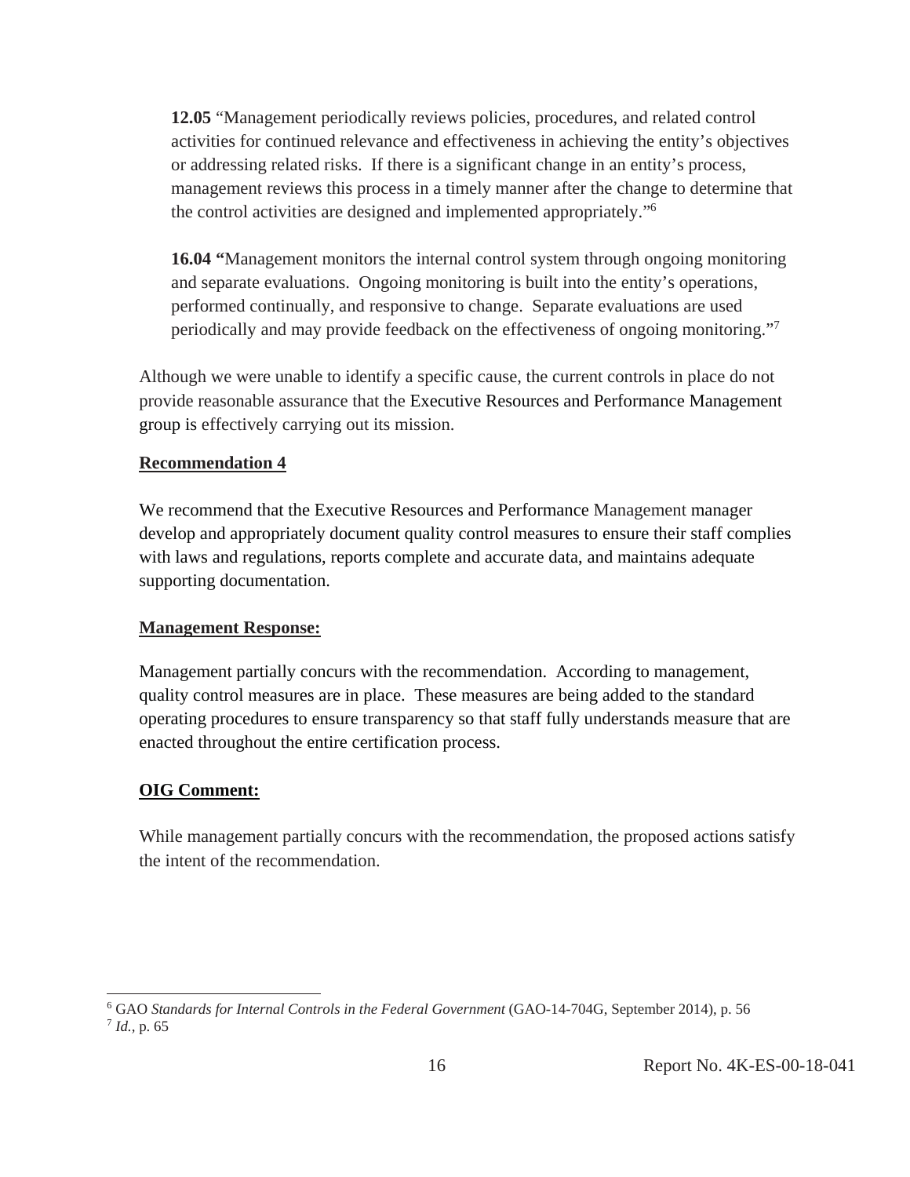> **12.05** "Management periodically reviews policies, procedures, and related control activities for continued relevance and effectiveness in achieving the entity's objectives or addressing related risks. If there is a significant change in an entity's process, management reviews this process in a timely manner after the change to determine that the control activities are designed and implemented appropriately."[6]
>
> **16.04** "Management monitors the internal control system through ongoing monitoring and separate evaluations. Ongoing monitoring is built into the entity's operations, performed continually, and responsive to change. Separate evaluations are used periodically and may provide feedback on the effectiveness of ongoing monitoring."[7]

Although we were unable to identify a specific cause, the current controls in place do not provide reasonable assurance that the Executive Resources and Performance Management group is effectively carrying out its mission.

**Recommendation 4**

We recommend that the Executive Resources and Performance Management manager develop and appropriately document quality control measures to ensure their staff complies with laws and regulations, reports complete and accurate data, and maintains adequate supporting documentation.

**Management Response:**

Management partially concurs with the recommendation. According to management, quality control measures are in place. These measures are being added to the standard operating procedures to ensure transparency so that staff fully understands measure that are enacted throughout the entire certification process.

**OIG Comment:**

While management partially concurs with the recommendation, the proposed actions satisfy the intent of the recommendation.

---

[6] GAO *Standards for Internal Controls in the Federal Government* (GAO-14-704G, September 2014), p. 56

[7] *Id.*, p. 65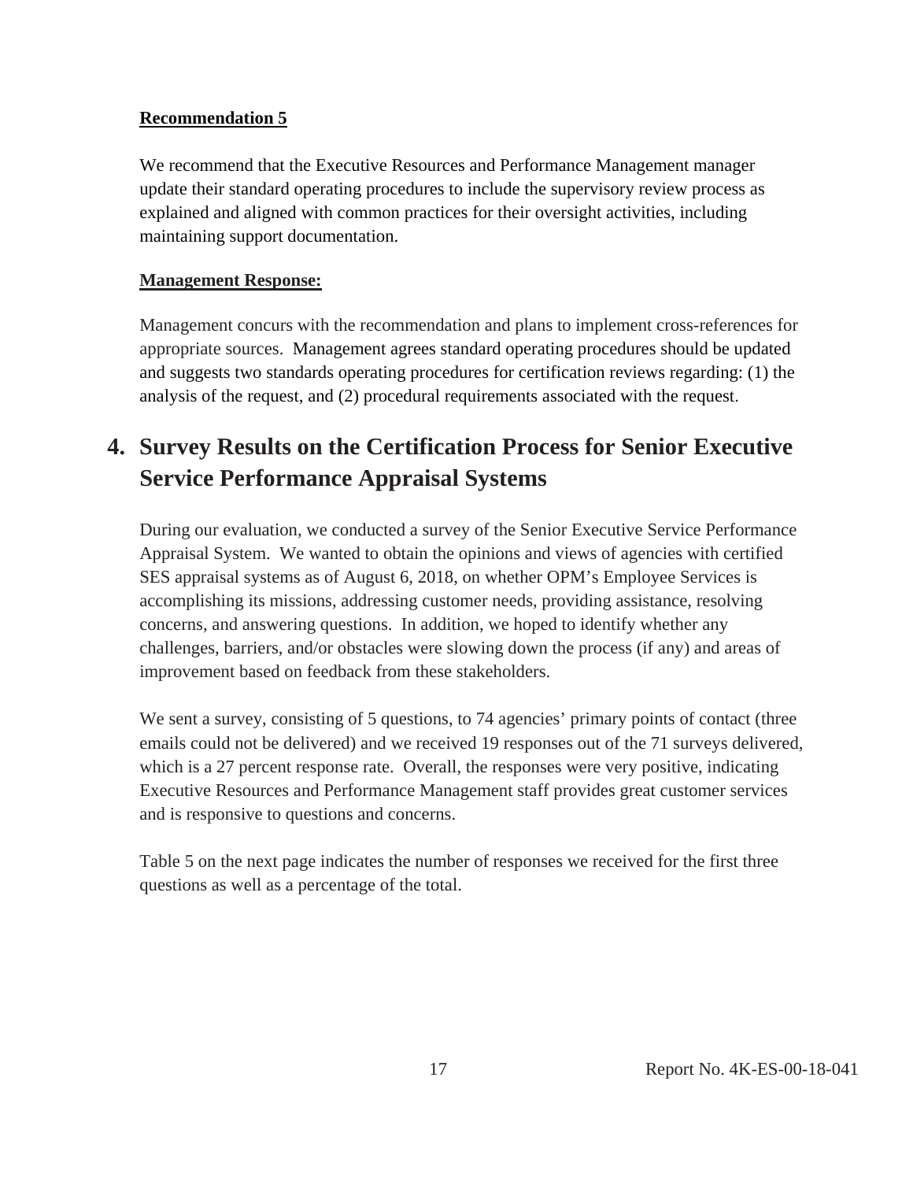**Recommendation 5**

We recommend that the Executive Resources and Performance Management manager update their standard operating procedures to include the supervisory review process as explained and aligned with common practices for their oversight activities, including maintaining support documentation.

**Management Response:**

Management concurs with the recommendation and plans to implement cross-references for appropriate sources. Management agrees standard operating procedures should be updated and suggests two standards operating procedures for certification reviews regarding: (1) the analysis of the request, and (2) procedural requirements associated with the request.

## 4. Survey Results on the Certification Process for Senior Executive Service Performance Appraisal Systems

During our evaluation, we conducted a survey of the Senior Executive Service Performance Appraisal System. We wanted to obtain the opinions and views of agencies with certified SES appraisal systems as of August 6, 2018, on whether OPM's Employee Services is accomplishing its missions, addressing customer needs, providing assistance, resolving concerns, and answering questions. In addition, we hoped to identify whether any challenges, barriers, and/or obstacles were slowing down the process (if any) and areas of improvement based on feedback from these stakeholders.

We sent a survey, consisting of 5 questions, to 74 agencies' primary points of contact (three emails could not be delivered) and we received 19 responses out of the 71 surveys delivered, which is a 27 percent response rate. Overall, the responses were very positive, indicating Executive Resources and Performance Management staff provides great customer services and is responsive to questions and concerns.

Table 5 on the next page indicates the number of responses we received for the first three questions as well as a percentage of the total.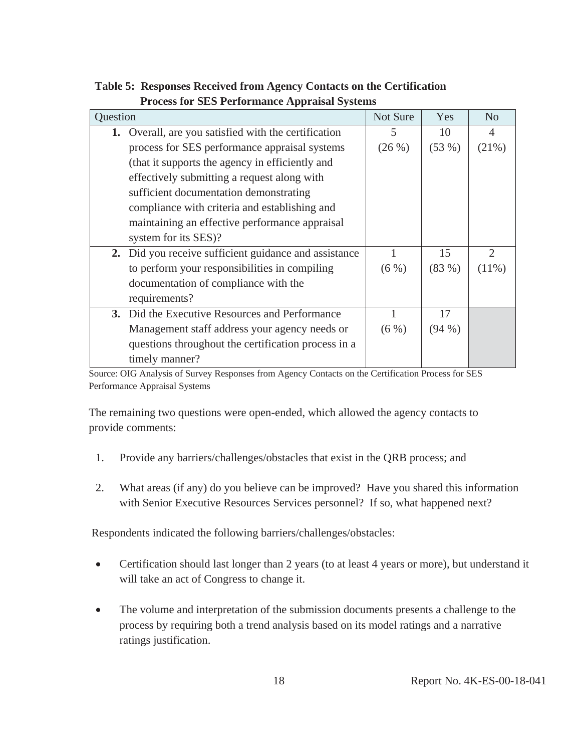**Table 5: Responses Received from Agency Contacts on the Certification Process for SES Performance Appraisal Systems**

| Question | Not Sure | Yes | No |
|---|---|---|---|
| **1.** Overall, are you satisfied with the certification process for SES performance appraisal systems (that it supports the agency in efficiently and effectively submitting a request along with sufficient documentation demonstrating compliance with criteria and establishing and maintaining an effective performance appraisal system for its SES)? | 5 (26 %) | 10 (53 %) | 4 (21%) |
| **2.** Did you receive sufficient guidance and assistance to perform your responsibilities in compiling documentation of compliance with the requirements? | 1 (6 %) | 15 (83 %) | 2 (11%) |
| **3.** Did the Executive Resources and Performance Management staff address your agency needs or questions throughout the certification process in a timely manner? | 1 (6 %) | 17 (94 %) | |

Source: OIG Analysis of Survey Responses from Agency Contacts on the Certification Process for SES Performance Appraisal Systems

The remaining two questions were open-ended, which allowed the agency contacts to provide comments:

1. Provide any barriers/challenges/obstacles that exist in the QRB process; and

2. What areas (if any) do you believe can be improved? Have you shared this information with Senior Executive Resources Services personnel? If so, what happened next?

Respondents indicated the following barriers/challenges/obstacles:

- Certification should last longer than 2 years (to at least 4 years or more), but understand it will take an act of Congress to change it.

- The volume and interpretation of the submission documents presents a challenge to the process by requiring both a trend analysis based on its model ratings and a narrative ratings justification.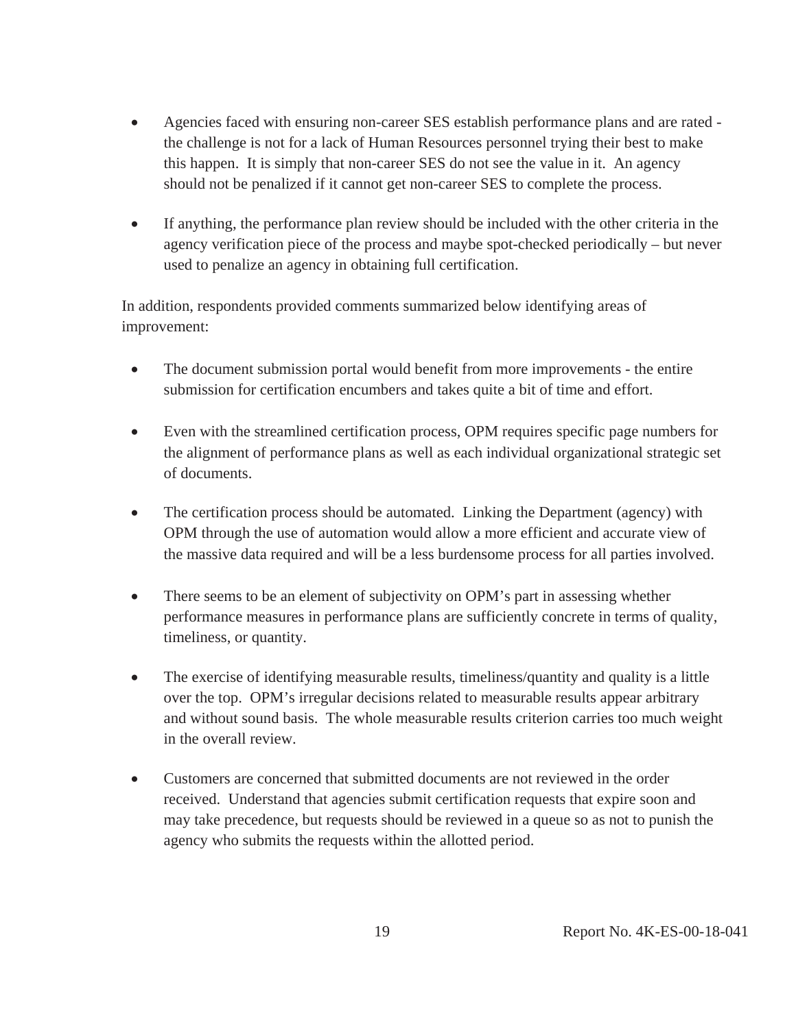- Agencies faced with ensuring non-career SES establish performance plans and are rated - the challenge is not for a lack of Human Resources personnel trying their best to make this happen. It is simply that non-career SES do not see the value in it. An agency should not be penalized if it cannot get non-career SES to complete the process.

- If anything, the performance plan review should be included with the other criteria in the agency verification piece of the process and maybe spot-checked periodically – but never used to penalize an agency in obtaining full certification.

In addition, respondents provided comments summarized below identifying areas of improvement:

- The document submission portal would benefit from more improvements - the entire submission for certification encumbers and takes quite a bit of time and effort.

- Even with the streamlined certification process, OPM requires specific page numbers for the alignment of performance plans as well as each individual organizational strategic set of documents.

- The certification process should be automated. Linking the Department (agency) with OPM through the use of automation would allow a more efficient and accurate view of the massive data required and will be a less burdensome process for all parties involved.

- There seems to be an element of subjectivity on OPM's part in assessing whether performance measures in performance plans are sufficiently concrete in terms of quality, timeliness, or quantity.

- The exercise of identifying measurable results, timeliness/quantity and quality is a little over the top. OPM's irregular decisions related to measurable results appear arbitrary and without sound basis. The whole measurable results criterion carries too much weight in the overall review.

- Customers are concerned that submitted documents are not reviewed in the order received. Understand that agencies submit certification requests that expire soon and may take precedence, but requests should be reviewed in a queue so as not to punish the agency who submits the requests within the allotted period.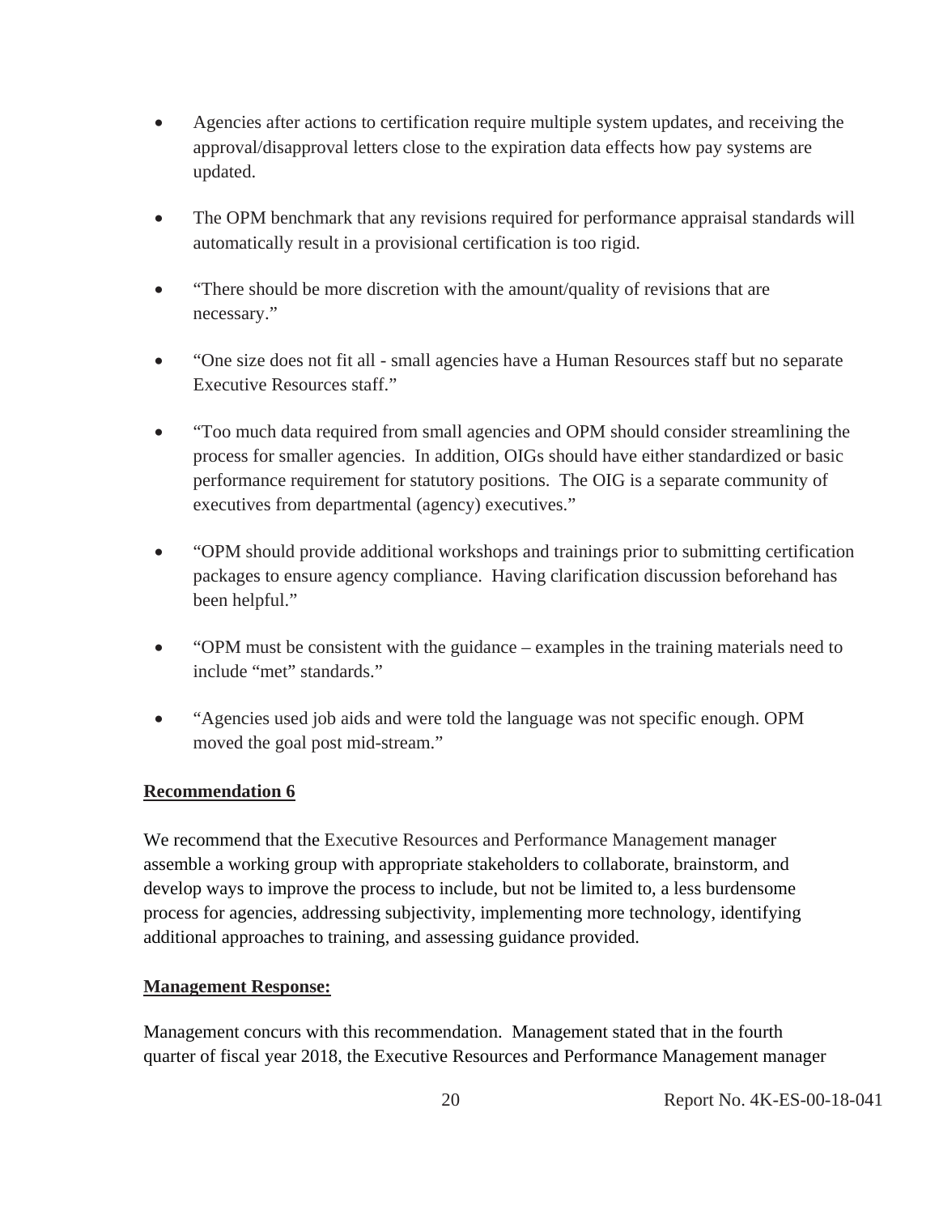- Agencies after actions to certification require multiple system updates, and receiving the approval/disapproval letters close to the expiration data effects how pay systems are updated.

- The OPM benchmark that any revisions required for performance appraisal standards will automatically result in a provisional certification is too rigid.

- "There should be more discretion with the amount/quality of revisions that are necessary."

- "One size does not fit all - small agencies have a Human Resources staff but no separate Executive Resources staff."

- "Too much data required from small agencies and OPM should consider streamlining the process for smaller agencies. In addition, OIGs should have either standardized or basic performance requirement for statutory positions. The OIG is a separate community of executives from departmental (agency) executives."

- "OPM should provide additional workshops and trainings prior to submitting certification packages to ensure agency compliance. Having clarification discussion beforehand has been helpful."

- "OPM must be consistent with the guidance – examples in the training materials need to include "met" standards."

- "Agencies used job aids and were told the language was not specific enough. OPM moved the goal post mid-stream."

**Recommendation 6**

We recommend that the Executive Resources and Performance Management manager assemble a working group with appropriate stakeholders to collaborate, brainstorm, and develop ways to improve the process to include, but not be limited to, a less burdensome process for agencies, addressing subjectivity, implementing more technology, identifying additional approaches to training, and assessing guidance provided.

**Management Response:**

Management concurs with this recommendation. Management stated that in the fourth quarter of fiscal year 2018, the Executive Resources and Performance Management manager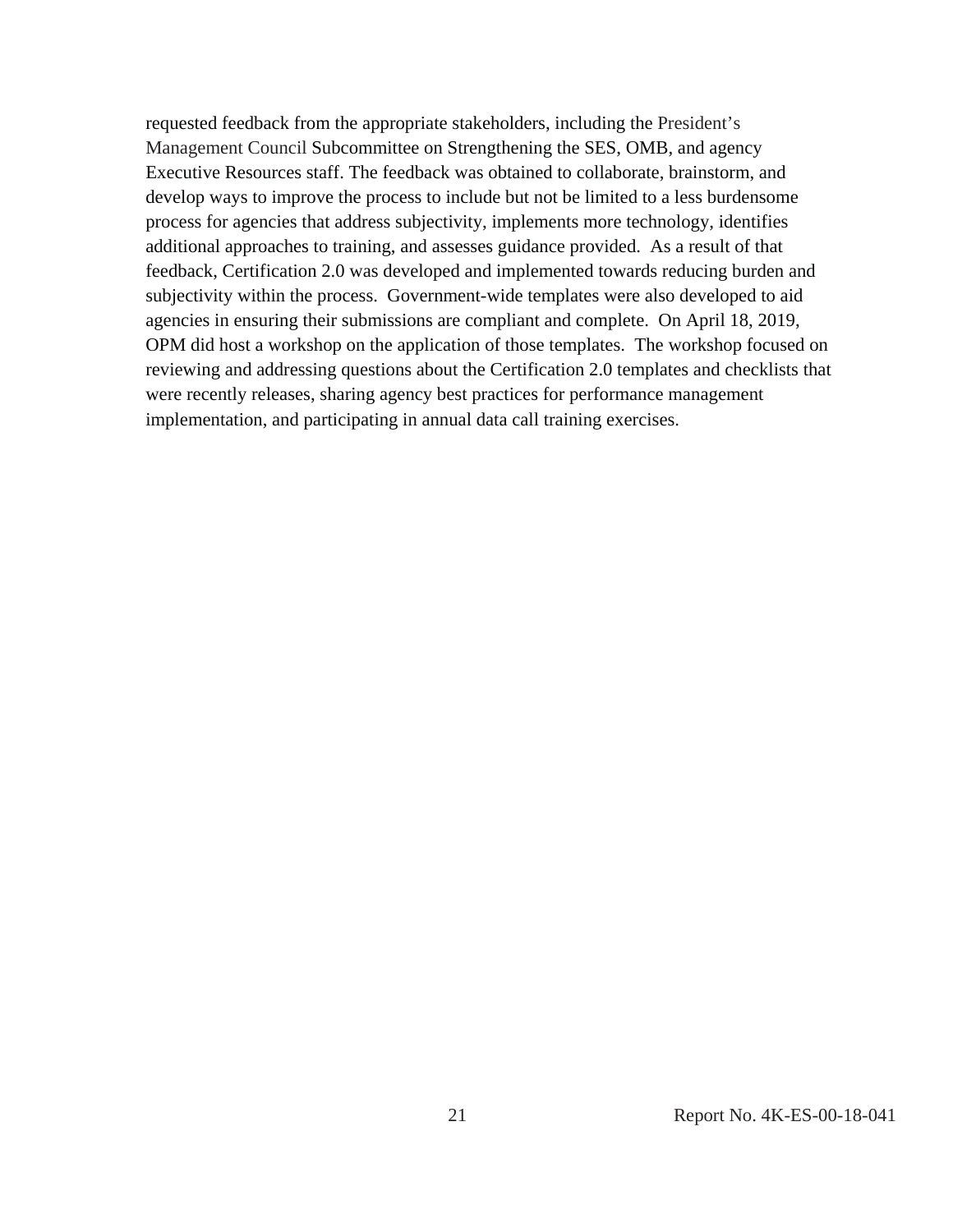requested feedback from the appropriate stakeholders, including the President's Management Council Subcommittee on Strengthening the SES, OMB, and agency Executive Resources staff. The feedback was obtained to collaborate, brainstorm, and develop ways to improve the process to include but not be limited to a less burdensome process for agencies that address subjectivity, implements more technology, identifies additional approaches to training, and assesses guidance provided. As a result of that feedback, Certification 2.0 was developed and implemented towards reducing burden and subjectivity within the process. Government-wide templates were also developed to aid agencies in ensuring their submissions are compliant and complete. On April 18, 2019, OPM did host a workshop on the application of those templates. The workshop focused on reviewing and addressing questions about the Certification 2.0 templates and checklists that were recently releases, sharing agency best practices for performance management implementation, and participating in annual data call training exercises.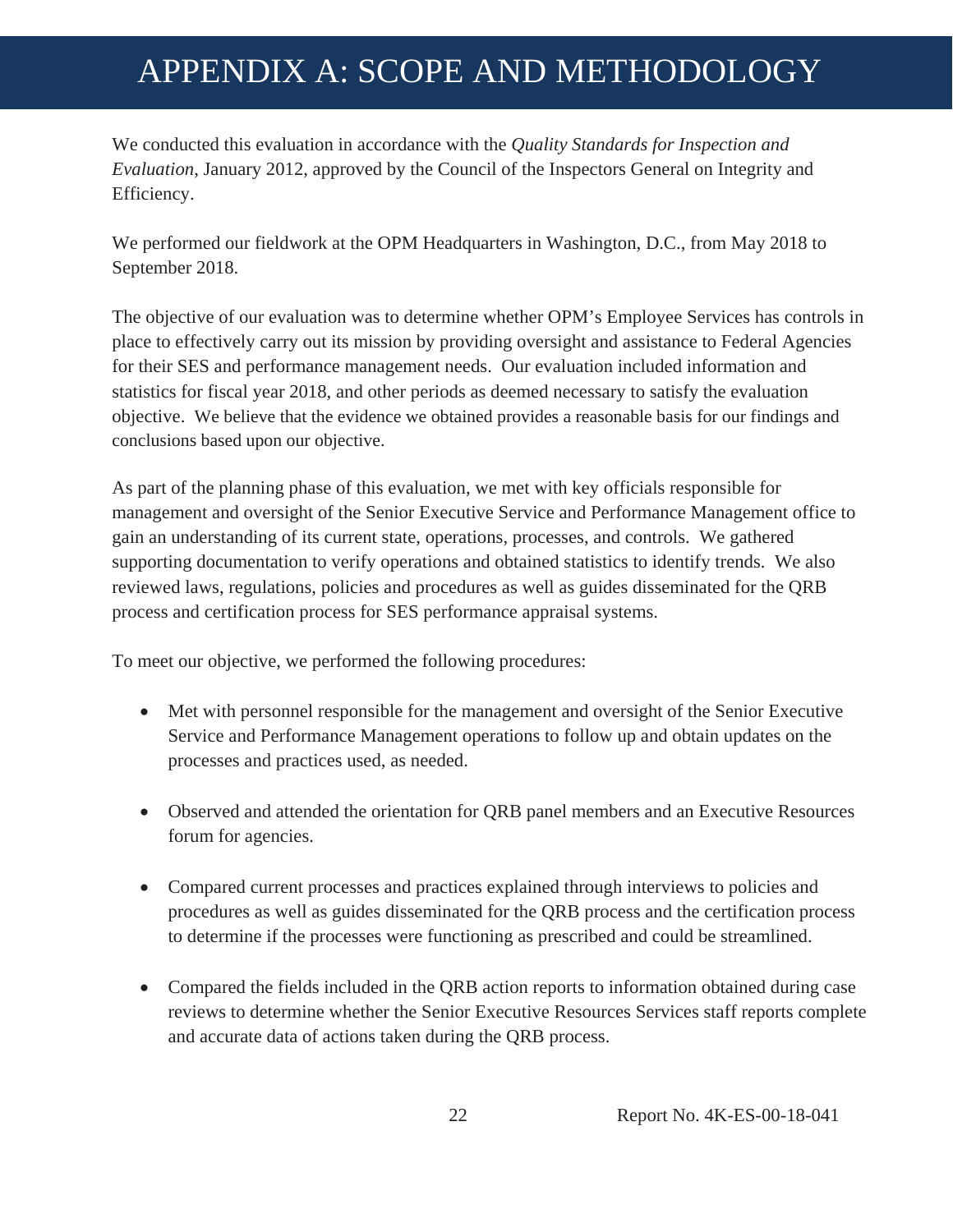# APPENDIX A: SCOPE AND METHODOLOGY

We conducted this evaluation in accordance with the *Quality Standards for Inspection and Evaluation*, January 2012, approved by the Council of the Inspectors General on Integrity and Efficiency.

We performed our fieldwork at the OPM Headquarters in Washington, D.C., from May 2018 to September 2018.

The objective of our evaluation was to determine whether OPM's Employee Services has controls in place to effectively carry out its mission by providing oversight and assistance to Federal Agencies for their SES and performance management needs. Our evaluation included information and statistics for fiscal year 2018, and other periods as deemed necessary to satisfy the evaluation objective. We believe that the evidence we obtained provides a reasonable basis for our findings and conclusions based upon our objective.

As part of the planning phase of this evaluation, we met with key officials responsible for management and oversight of the Senior Executive Service and Performance Management office to gain an understanding of its current state, operations, processes, and controls. We gathered supporting documentation to verify operations and obtained statistics to identify trends. We also reviewed laws, regulations, policies and procedures as well as guides disseminated for the QRB process and certification process for SES performance appraisal systems.

To meet our objective, we performed the following procedures:

- Met with personnel responsible for the management and oversight of the Senior Executive Service and Performance Management operations to follow up and obtain updates on the processes and practices used, as needed.
- Observed and attended the orientation for QRB panel members and an Executive Resources forum for agencies.
- Compared current processes and practices explained through interviews to policies and procedures as well as guides disseminated for the QRB process and the certification process to determine if the processes were functioning as prescribed and could be streamlined.
- Compared the fields included in the QRB action reports to information obtained during case reviews to determine whether the Senior Executive Resources Services staff reports complete and accurate data of actions taken during the QRB process.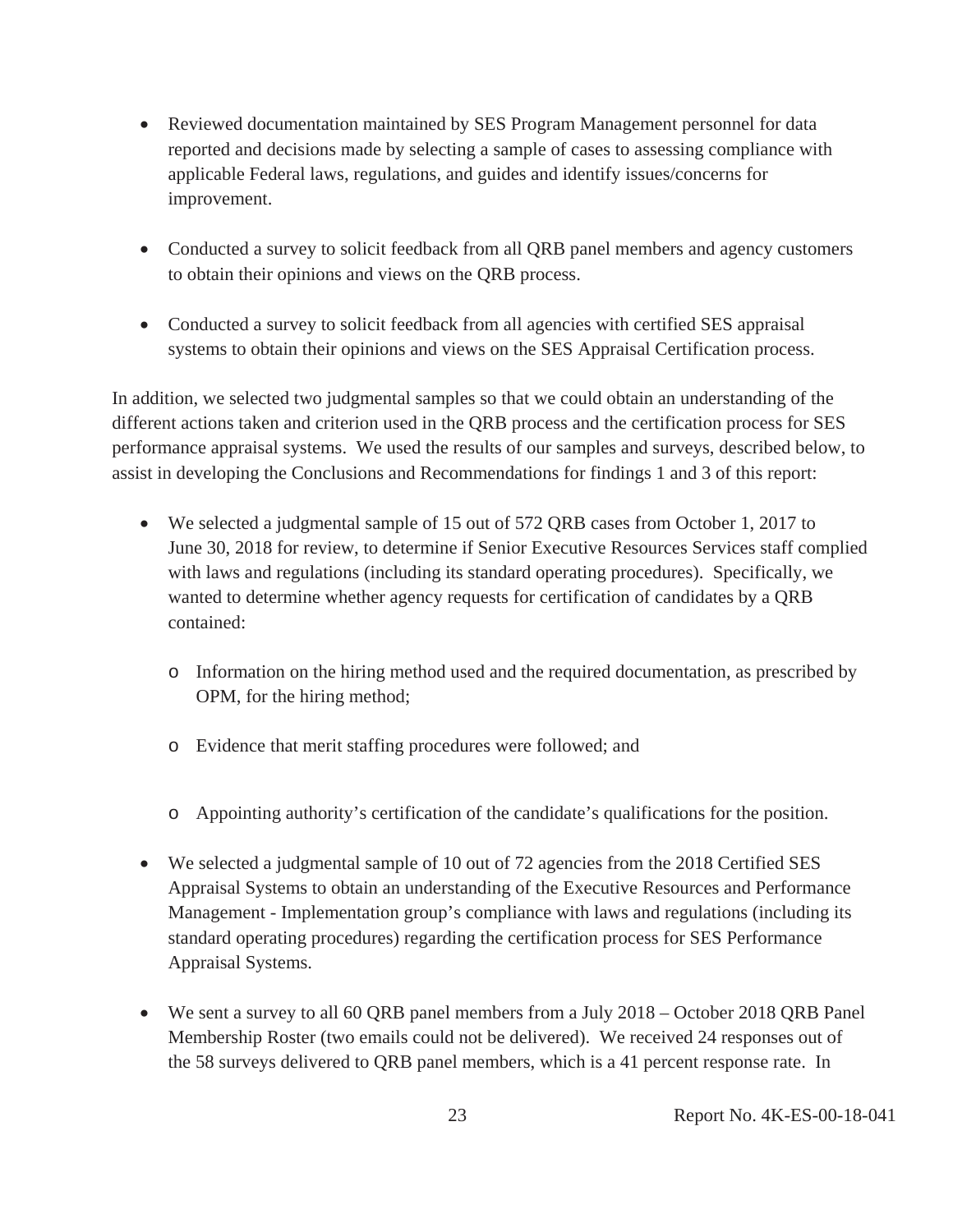- Reviewed documentation maintained by SES Program Management personnel for data reported and decisions made by selecting a sample of cases to assessing compliance with applicable Federal laws, regulations, and guides and identify issues/concerns for improvement.

- Conducted a survey to solicit feedback from all QRB panel members and agency customers to obtain their opinions and views on the QRB process.

- Conducted a survey to solicit feedback from all agencies with certified SES appraisal systems to obtain their opinions and views on the SES Appraisal Certification process.

In addition, we selected two judgmental samples so that we could obtain an understanding of the different actions taken and criterion used in the QRB process and the certification process for SES performance appraisal systems. We used the results of our samples and surveys, described below, to assist in developing the Conclusions and Recommendations for findings 1 and 3 of this report:

- We selected a judgmental sample of 15 out of 572 QRB cases from October 1, 2017 to June 30, 2018 for review, to determine if Senior Executive Resources Services staff complied with laws and regulations (including its standard operating procedures). Specifically, we wanted to determine whether agency requests for certification of candidates by a QRB contained:

  - Information on the hiring method used and the required documentation, as prescribed by OPM, for the hiring method;

  - Evidence that merit staffing procedures were followed; and

  - Appointing authority's certification of the candidate's qualifications for the position.

- We selected a judgmental sample of 10 out of 72 agencies from the 2018 Certified SES Appraisal Systems to obtain an understanding of the Executive Resources and Performance Management - Implementation group's compliance with laws and regulations (including its standard operating procedures) regarding the certification process for SES Performance Appraisal Systems.

- We sent a survey to all 60 QRB panel members from a July 2018 – October 2018 QRB Panel Membership Roster (two emails could not be delivered). We received 24 responses out of the 58 surveys delivered to QRB panel members, which is a 41 percent response rate. In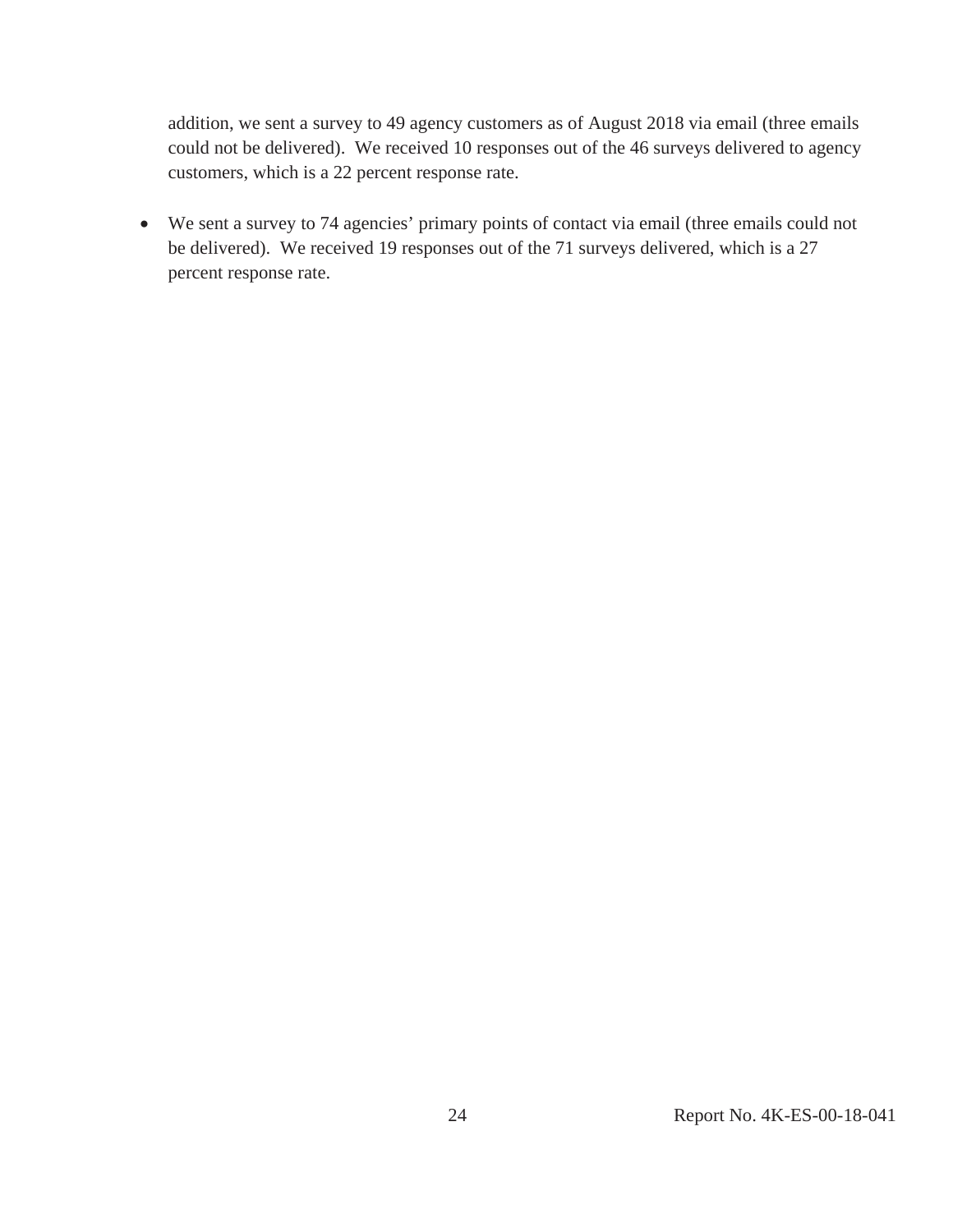addition, we sent a survey to 49 agency customers as of August 2018 via email (three emails could not be delivered). We received 10 responses out of the 46 surveys delivered to agency customers, which is a 22 percent response rate.

- We sent a survey to 74 agencies' primary points of contact via email (three emails could not be delivered). We received 19 responses out of the 71 surveys delivered, which is a 27 percent response rate.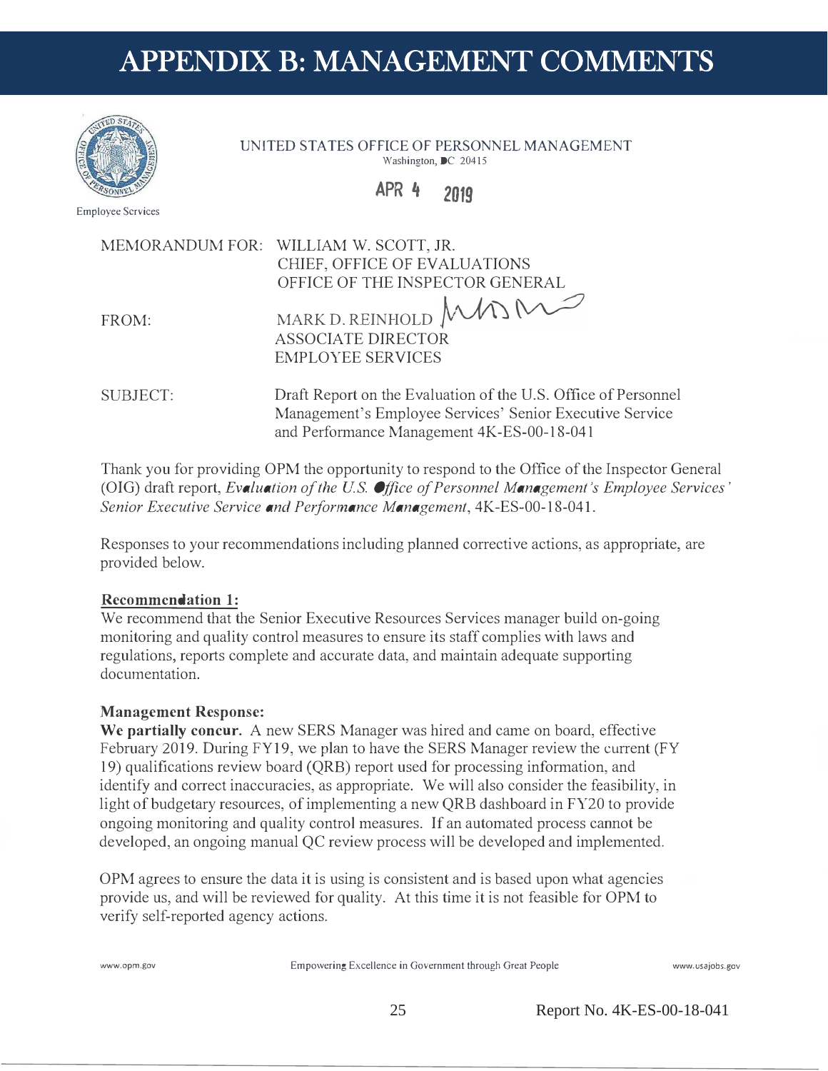# APPENDIX B: MANAGEMENT COMMENTS

Employee Services

UNITED STATES OFFICE OF PERSONNEL MANAGEMENT
Washington, DC 20415

APR 4 2019

MEMORANDUM FOR: WILLIAM W. SCOTT, JR.
CHIEF, OFFICE OF EVALUATIONS
OFFICE OF THE INSPECTOR GENERAL

FROM: MARK D. REINHOLD
ASSOCIATE DIRECTOR
EMPLOYEE SERVICES

SUBJECT: Draft Report on the Evaluation of the U.S. Office of Personnel Management's Employee Services' Senior Executive Service and Performance Management 4K-ES-00-18-041

Thank you for providing OPM the opportunity to respond to the Office of the Inspector General (OIG) draft report, *Evaluation of the U.S. Office of Personnel Management's Employee Services' Senior Executive Service and Performance Management*, 4K-ES-00-18-041.

Responses to your recommendations including planned corrective actions, as appropriate, are provided below.

**Recommendation 1:**

We recommend that the Senior Executive Resources Services manager build on-going monitoring and quality control measures to ensure its staff complies with laws and regulations, reports complete and accurate data, and maintain adequate supporting documentation.

**Management Response:**

**We partially concur.** A new SERS Manager was hired and came on board, effective February 2019. During FY19, we plan to have the SERS Manager review the current (FY 19) qualifications review board (QRB) report used for processing information, and identify and correct inaccuracies, as appropriate. We will also consider the feasibility, in light of budgetary resources, of implementing a new QRB dashboard in FY20 to provide ongoing monitoring and quality control measures. If an automated process cannot be developed, an ongoing manual QC review process will be developed and implemented.

OPM agrees to ensure the data it is using is consistent and is based upon what agencies provide us, and will be reviewed for quality. At this time it is not feasible for OPM to verify self-reported agency actions.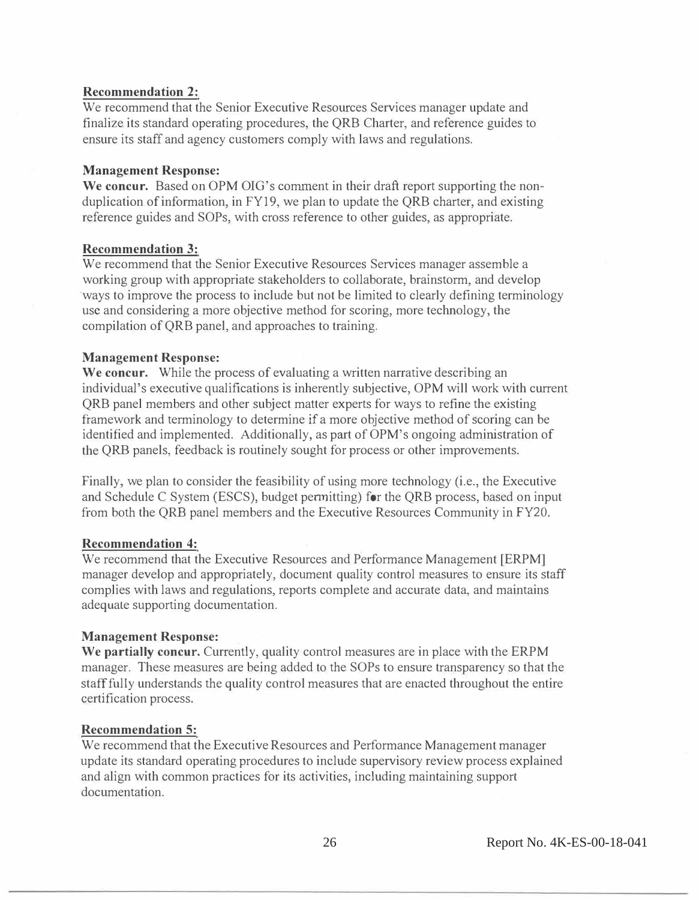**Recommendation 2:**
We recommend that the Senior Executive Resources Services manager update and finalize its standard operating procedures, the QRB Charter, and reference guides to ensure its staff and agency customers comply with laws and regulations.

**Management Response:**
**We concur.** Based on OPM OIG's comment in their draft report supporting the non-duplication of information, in FY19, we plan to update the QRB charter, and existing reference guides and SOPs, with cross reference to other guides, as appropriate.

**Recommendation 3:**
We recommend that the Senior Executive Resources Services manager assemble a working group with appropriate stakeholders to collaborate, brainstorm, and develop ways to improve the process to include but not be limited to clearly defining terminology use and considering a more objective method for scoring, more technology, the compilation of QRB panel, and approaches to training.

**Management Response:**
**We concur.** While the process of evaluating a written narrative describing an individual's executive qualifications is inherently subjective, OPM will work with current QRB panel members and other subject matter experts for ways to refine the existing framework and terminology to determine if a more objective method of scoring can be identified and implemented. Additionally, as part of OPM's ongoing administration of the QRB panels, feedback is routinely sought for process or other improvements.

Finally, we plan to consider the feasibility of using more technology (i.e., the Executive and Schedule C System (ESCS), budget permitting) for the QRB process, based on input from both the QRB panel members and the Executive Resources Community in FY20.

**Recommendation 4:**
We recommend that the Executive Resources and Performance Management [ERPM] manager develop and appropriately, document quality control measures to ensure its staff complies with laws and regulations, reports complete and accurate data, and maintains adequate supporting documentation.

**Management Response:**
**We partially concur.** Currently, quality control measures are in place with the ERPM manager. These measures are being added to the SOPs to ensure transparency so that the staff fully understands the quality control measures that are enacted throughout the entire certification process.

**Recommendation 5:**
We recommend that the Executive Resources and Performance Management manager update its standard operating procedures to include supervisory review process explained and align with common practices for its activities, including maintaining support documentation.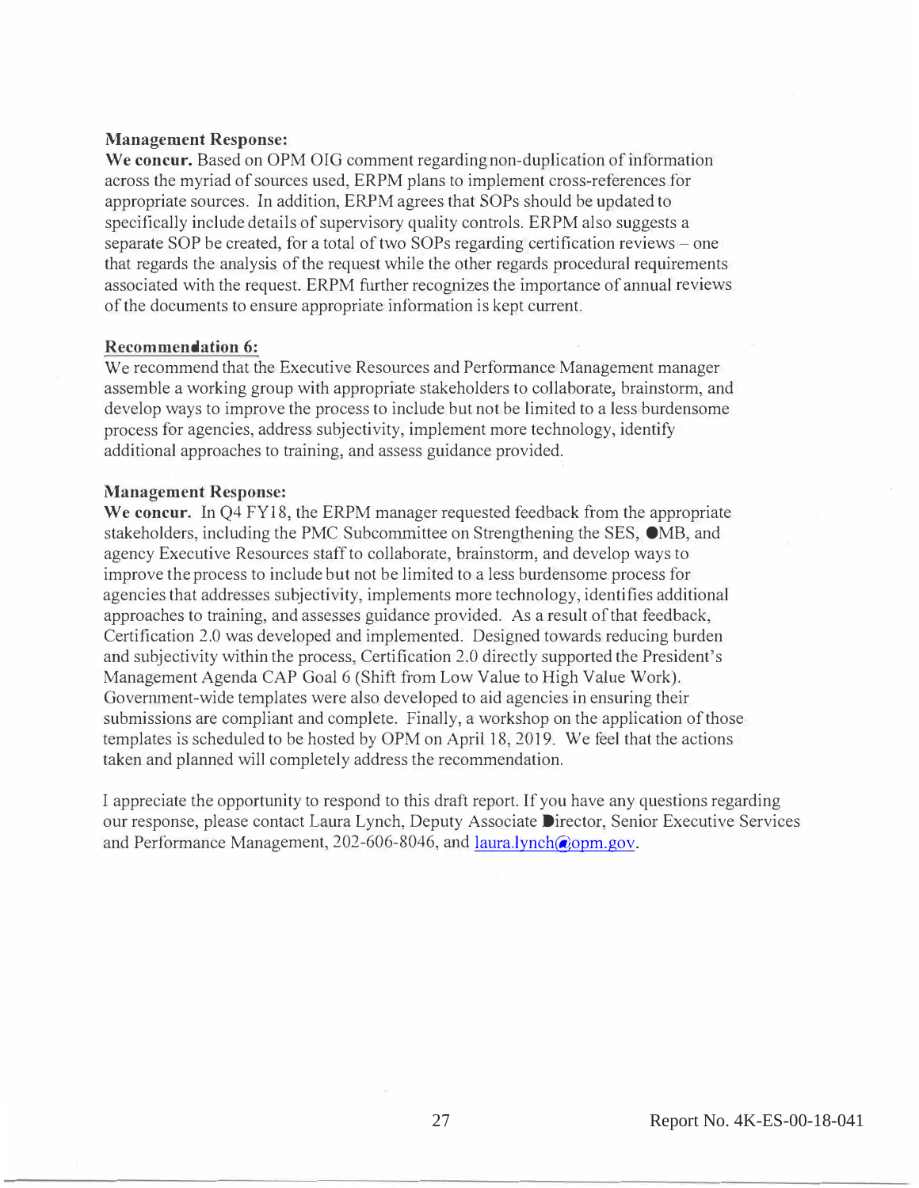**Management Response:**
**We concur.** Based on OPM OIG comment regarding non-duplication of information across the myriad of sources used, ERPM plans to implement cross-references for appropriate sources. In addition, ERPM agrees that SOPs should be updated to specifically include details of supervisory quality controls. ERPM also suggests a separate SOP be created, for a total of two SOPs regarding certification reviews – one that regards the analysis of the request while the other regards procedural requirements associated with the request. ERPM further recognizes the importance of annual reviews of the documents to ensure appropriate information is kept current.

**Recommendation 6:**
We recommend that the Executive Resources and Performance Management manager assemble a working group with appropriate stakeholders to collaborate, brainstorm, and develop ways to improve the process to include but not be limited to a less burdensome process for agencies, address subjectivity, implement more technology, identify additional approaches to training, and assess guidance provided.

**Management Response:**
**We concur.** In Q4 FY18, the ERPM manager requested feedback from the appropriate stakeholders, including the PMC Subcommittee on Strengthening the SES, OMB, and agency Executive Resources staff to collaborate, brainstorm, and develop ways to improve the process to include but not be limited to a less burdensome process for agencies that addresses subjectivity, implements more technology, identifies additional approaches to training, and assesses guidance provided. As a result of that feedback, Certification 2.0 was developed and implemented. Designed towards reducing burden and subjectivity within the process, Certification 2.0 directly supported the President's Management Agenda CAP Goal 6 (Shift from Low Value to High Value Work). Government-wide templates were also developed to aid agencies in ensuring their submissions are compliant and complete. Finally, a workshop on the application of those templates is scheduled to be hosted by OPM on April 18, 2019. We feel that the actions taken and planned will completely address the recommendation.

I appreciate the opportunity to respond to this draft report. If you have any questions regarding our response, please contact Laura Lynch, Deputy Associate Director, Senior Executive Services and Performance Management, 202-606-8046, and laura.lynch@opm.gov.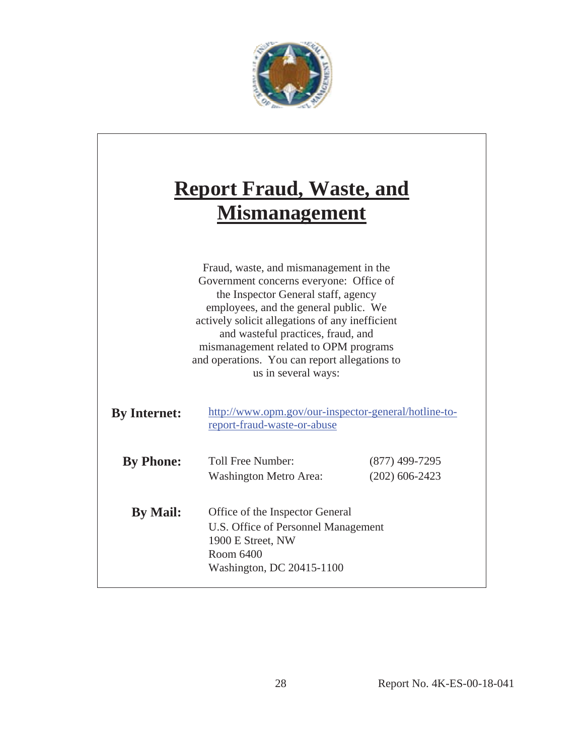# Report Fraud, Waste, and Mismanagement

Fraud, waste, and mismanagement in the Government concerns everyone: Office of the Inspector General staff, agency employees, and the general public. We actively solicit allegations of any inefficient and wasteful practices, fraud, and mismanagement related to OPM programs and operations. You can report allegations to us in several ways:

**By Internet:** http://www.opm.gov/our-inspector-general/hotline-to-report-fraud-waste-or-abuse

**By Phone:**

Toll Free Number: (877) 499-7295

Washington Metro Area: (202) 606-2423

**By Mail:**

Office of the Inspector General
U.S. Office of Personnel Management
1900 E Street, NW
Room 6400
Washington, DC 20415-1100

Report No. 4K-ES-00-18-041